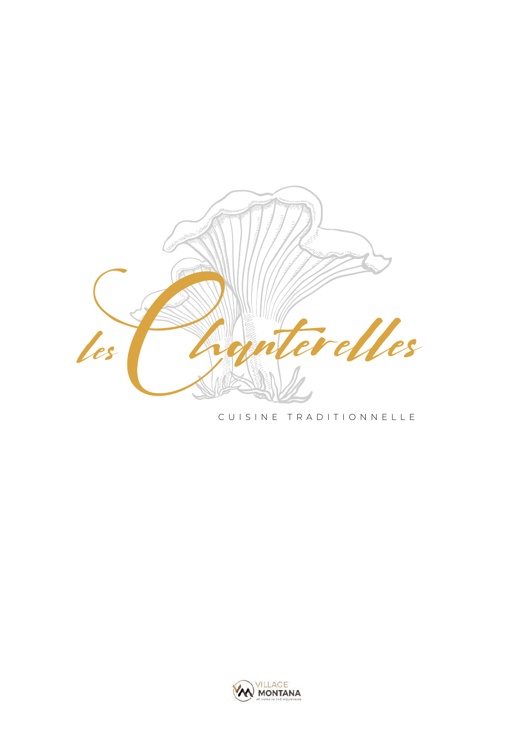# les Chanterelles

CUISINE TRADITIONNELLE

VILLAGE MONTANA

AT HOME IN THE MOUNTAINS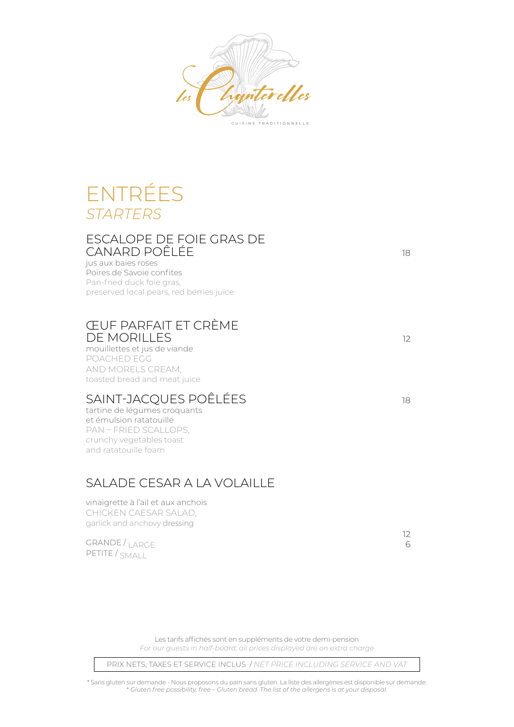Les Chanterelles

CUISINE TRADITIONNELLE

# ENTRÉES
## *STARTERS*

### ESCALOPE DE FOIE GRAS DE CANARD POÊLÉE — 18

jus aux baies roses
Poires de Savoie confites
Pan-fried duck foie gras,
preserved local pears, red berries juice

### ŒUF PARFAIT ET CRÈME DE MORILLES — 12

mouillettes et jus de viande
POACHED EGG
AND MORELS CREAM,
toasted bread and meat juice

### SAINT-JACQUES POÊLÉES — 18

tartine de légumes croquants
et émulsion ratatouille
PAN – FRIED SCALLOPS,
crunchy vegetables toast
and ratatouille foam

### SALADE CESAR A LA VOLAILLE

vinaigrette à l'ail et aux anchois
CHICKEN CAESAR SALAD,
garlick and anchovy dressing

GRANDE / LARGE — 12
PETITE / SMALL — 6

Les tarifs affichés sont en suppléments de votre demi-pension
*For our guests in half-board, all prices displayed are on extra charge*

PRIX NETS, TAXES ET SERVICE INCLUS / *NET PRICE INCLUDING SERVICE AND VAT*

* Sans gluten sur demande - Nous proposons du pain sans gluten. La liste des allergènes est disponible sur demande.
*\* Gluten free possibility, free – Gluten bread. The list of the allergens is at your disposal.*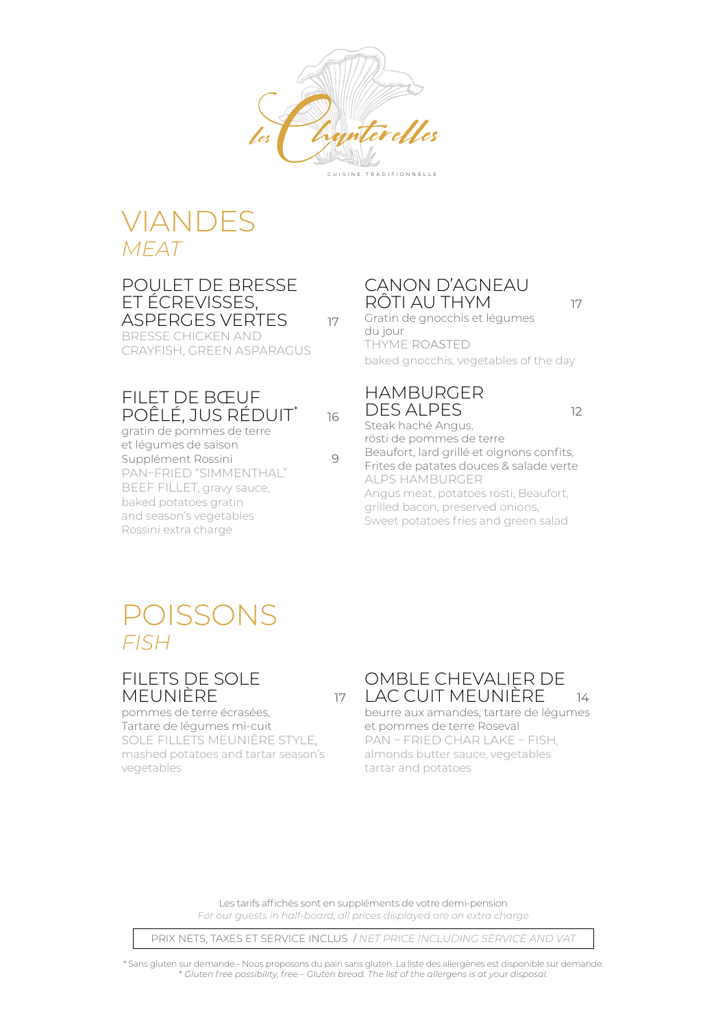Les Chanterelles

CUISINE TRADITIONNELLE

# VIANDES
*MEAT*

### POULET DE BRESSE ET ÉCREVISSES, ASPERGES VERTES — 17

BRESSE CHICKEN AND CRAYFISH, GREEN ASPARAGUS

### FILET DE BŒUF POÊLÉ, JUS RÉDUIT* — 16

gratin de pommes de terre et légumes de saison

Supplément Rossini — 9

PAN–FRIED "SIMMENTHAL" BEEF FILLET, gravy sauce, baked potatoes gratin and season's vegetables

Rossini extra charge

### CANON D'AGNEAU RÔTI AU THYM — 17

Gratin de gnocchis et légumes du jour

THYME ROASTED

baked gnocchis, vegetables of the day

### HAMBURGER DES ALPES — 12

Steak haché Angus, rösti de pommes de terre

Beaufort, lard grillé et oignons confits,

Frites de patates douces & salade verte

ALPS HAMBURGER

Angus meat, potatoes rösti, Beaufort, grilled bacon, preserved onions,

Sweet potatoes fries and green salad

# POISSONS
*FISH*

### FILETS DE SOLE MEUNIÈRE — 17

pommes de terre écrasées,

Tartare de légumes mi-cuit

SOLE FILLETS MEUNIÈRE STYLE, mashed potatoes and tartar season's vegetables

### OMBLE CHEVALIER DE LAC CUIT MEUNIÈRE — 14

beurre aux amandes, tartare de légumes et pommes de terre Roseval

PAN – FRIED CHAR LAKE – FISH, almonds butter sauce, vegetables tartar and potatoes

Les tarifs affichés sont en suppléments de votre demi-pension

*For our guests in half-board, all prices displayed are on extra charge*

PRIX NETS, TAXES ET SERVICE INCLUS / *NET PRICE INCLUDING SERVICE AND VAT*

\* Sans gluten sur demande - Nous proposons du pain sans gluten. La liste des allergènes est disponible sur demande.

*\* Gluten free possibility, free – Gluten bread. The list of the allergens is at your disposal.*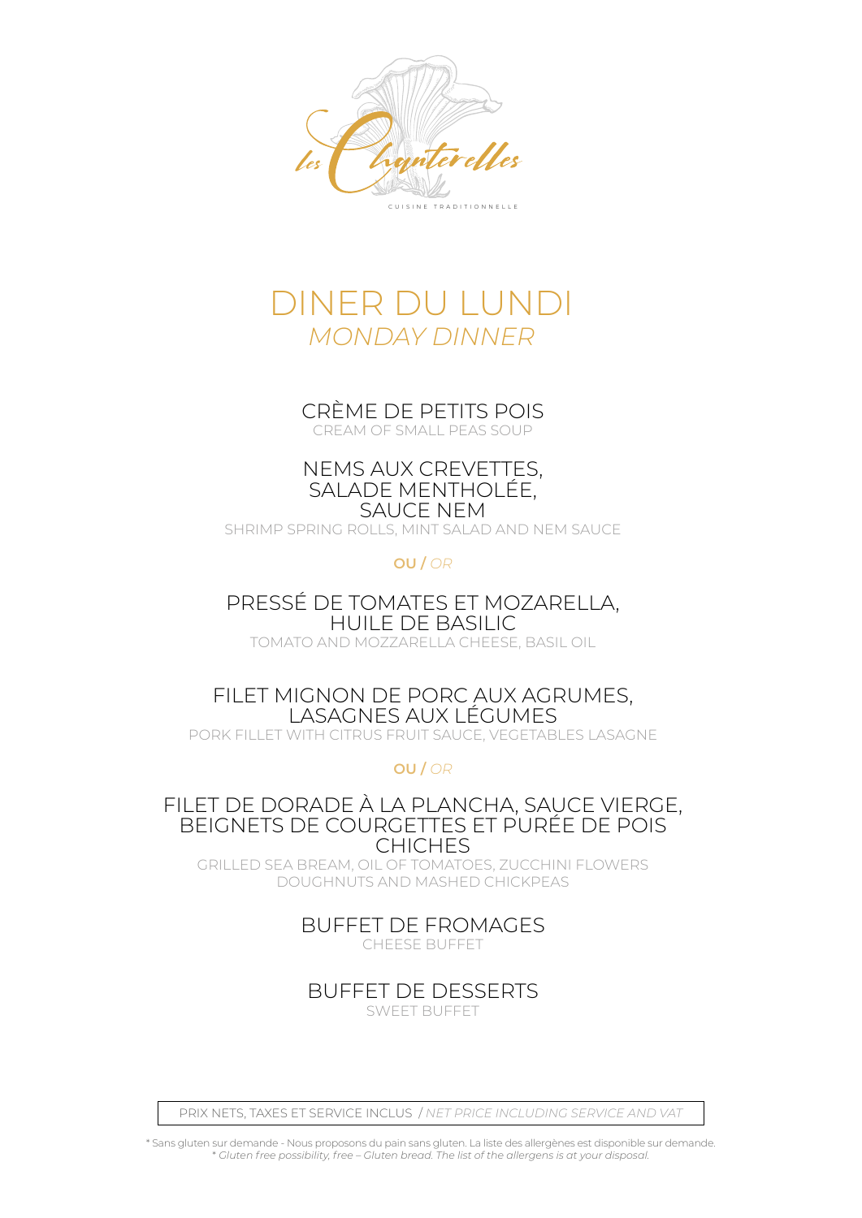Les Chanterelles

CUISINE TRADITIONNELLE

# DINER DU LUNDI
*MONDAY DINNER*

## CRÈME DE PETITS POIS
CREAM OF SMALL PEAS SOUP

## NEMS AUX CREVETTES, SALADE MENTHOLÉE, SAUCE NEM
SHRIMP SPRING ROLLS, MINT SALAD AND NEM SAUCE

**OU** / *OR*

## PRESSÉ DE TOMATES ET MOZARELLA, HUILE DE BASILIC
TOMATO AND MOZZARELLA CHEESE, BASIL OIL

## FILET MIGNON DE PORC AUX AGRUMES, LASAGNES AUX LÉGUMES
PORK FILLET WITH CITRUS FRUIT SAUCE, VEGETABLES LASAGNE

**OU** / *OR*

## FILET DE DORADE À LA PLANCHA, SAUCE VIERGE, BEIGNETS DE COURGETTES ET PURÉE DE POIS CHICHES
GRILLED SEA BREAM, OIL OF TOMATOES, ZUCCHINI FLOWERS DOUGHNUTS AND MASHED CHICKPEAS

## BUFFET DE FROMAGES
CHEESE BUFFET

## BUFFET DE DESSERTS
SWEET BUFFET

PRIX NETS, TAXES ET SERVICE INCLUS / *NET PRICE INCLUDING SERVICE AND VAT*

* Sans gluten sur demande - Nous proposons du pain sans gluten. La liste des allergènes est disponible sur demande.
* *Gluten free possibility, free – Gluten bread. The list of the allergens is at your disposal.*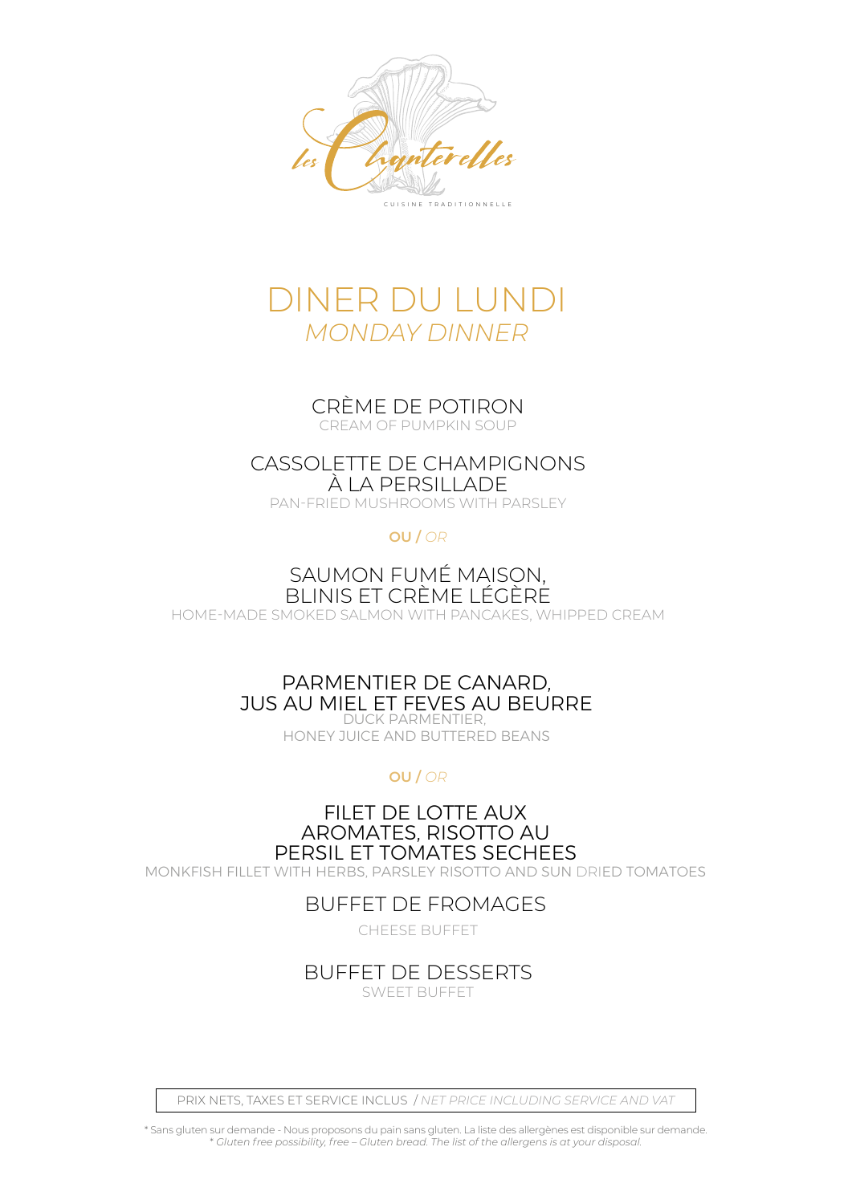Les Chanterelles

CUISINE TRADITIONNELLE

# DINER DU LUNDI
## *MONDAY DINNER*

### CRÈME DE POTIRON
CREAM OF PUMPKIN SOUP

### CASSOLETTE DE CHAMPIGNONS À LA PERSILLADE
PAN-FRIED MUSHROOMS WITH PARSLEY

**OU** / *OR*

### SAUMON FUMÉ MAISON, BLINIS ET CRÈME LÉGÈRE
HOME-MADE SMOKED SALMON WITH PANCAKES, WHIPPED CREAM

### PARMENTIER DE CANARD, JUS AU MIEL ET FEVES AU BEURRE
DUCK PARMENTIER, HONEY JUICE AND BUTTERED BEANS

**OU** / *OR*

### FILET DE LOTTE AUX AROMATES, RISOTTO AU PERSIL ET TOMATES SECHEES
MONKFISH FILLET WITH HERBS, PARSLEY RISOTTO AND SUN DRIED TOMATOES

### BUFFET DE FROMAGES
CHEESE BUFFET

### BUFFET DE DESSERTS
SWEET BUFFET

PRIX NETS, TAXES ET SERVICE INCLUS / *NET PRICE INCLUDING SERVICE AND VAT*

* Sans gluten sur demande - Nous proposons du pain sans gluten. La liste des allergènes est disponible sur demande.
*\* Gluten free possibility, free – Gluten bread. The list of the allergens is at your disposal.*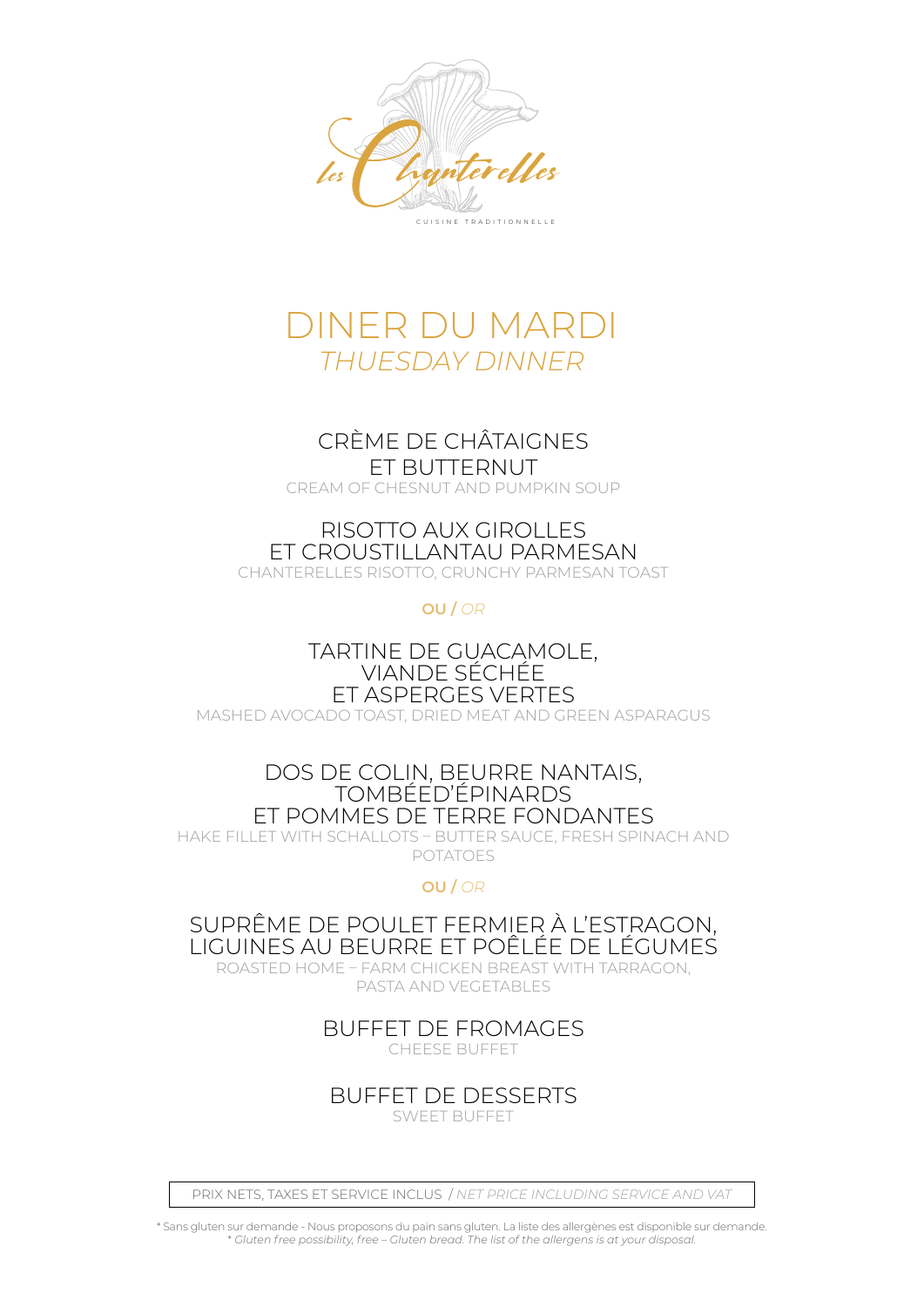Les Chanterelles

CUISINE TRADITIONNELLE

# DINER DU MARDI
## *THUESDAY DINNER*

CRÈME DE CHÂTAIGNES
ET BUTTERNUT
CREAM OF CHESNUT AND PUMPKIN SOUP

RISOTTO AUX GIROLLES
ET CROUSTILLANTAU PARMESAN
CHANTERELLES RISOTTO, CRUNCHY PARMESAN TOAST

**OU** / *OR*

TARTINE DE GUACAMOLE,
VIANDE SÉCHÉE
ET ASPERGES VERTES
MASHED AVOCADO TOAST, DRIED MEAT AND GREEN ASPARAGUS

DOS DE COLIN, BEURRE NANTAIS,
TOMBÉED'ÉPINARDS
ET POMMES DE TERRE FONDANTES
HAKE FILLET WITH SCHALLOTS – BUTTER SAUCE, FRESH SPINACH AND POTATOES

**OU** / *OR*

SUPRÊME DE POULET FERMIER À L'ESTRAGON,
LIGUINES AU BEURRE ET POÊLÉE DE LÉGUMES
ROASTED HOME – FARM CHICKEN BREAST WITH TARRAGON,
PASTA AND VEGETABLES

BUFFET DE FROMAGES
CHEESE BUFFET

BUFFET DE DESSERTS
SWEET BUFFET

PRIX NETS, TAXES ET SERVICE INCLUS / *NET PRICE INCLUDING SERVICE AND VAT*

* Sans gluten sur demande - Nous proposons du pain sans gluten. La liste des allergènes est disponible sur demande.
* *Gluten free possibility, free – Gluten bread. The list of the allergens is at your disposal.*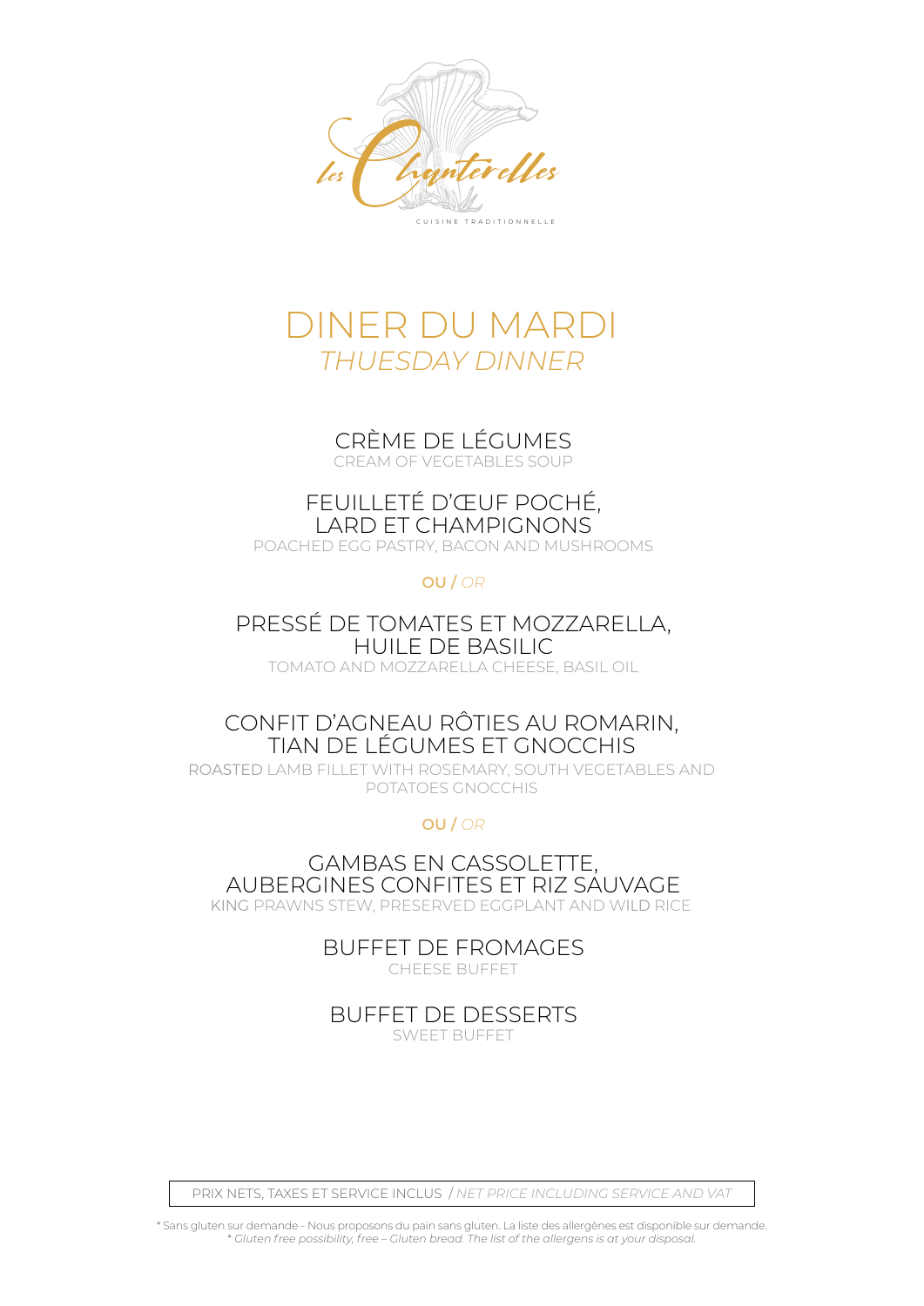les Chanterelles

CUISINE TRADITIONNELLE

# DINER DU MARDI
## *THUESDAY DINNER*

### CRÈME DE LÉGUMES
CREAM OF VEGETABLES SOUP

### FEUILLETÉ D'ŒUF POCHÉ, LARD ET CHAMPIGNONS
POACHED EGG PASTRY, BACON AND MUSHROOMS

**OU** / *OR*

### PRESSÉ DE TOMATES ET MOZZARELLA, HUILE DE BASILIC
TOMATO AND MOZZARELLA CHEESE, BASIL OIL

### CONFIT D'AGNEAU RÔTIES AU ROMARIN, TIAN DE LÉGUMES ET GNOCCHIS
ROASTED LAMB FILLET WITH ROSEMARY, SOUTH VEGETABLES AND POTATOES GNOCCHIS

**OU** / *OR*

### GAMBAS EN CASSOLETTE, AUBERGINES CONFITES ET RIZ SAUVAGE
KING PRAWNS STEW, PRESERVED EGGPLANT AND WILD RICE

### BUFFET DE FROMAGES
CHEESE BUFFET

### BUFFET DE DESSERTS
SWEET BUFFET

PRIX NETS, TAXES ET SERVICE INCLUS / *NET PRICE INCLUDING SERVICE AND VAT*

* Sans gluten sur demande - Nous proposons du pain sans gluten. La liste des allergènes est disponible sur demande.
*\* Gluten free possibility, free – Gluten bread. The list of the allergens is at your disposal.*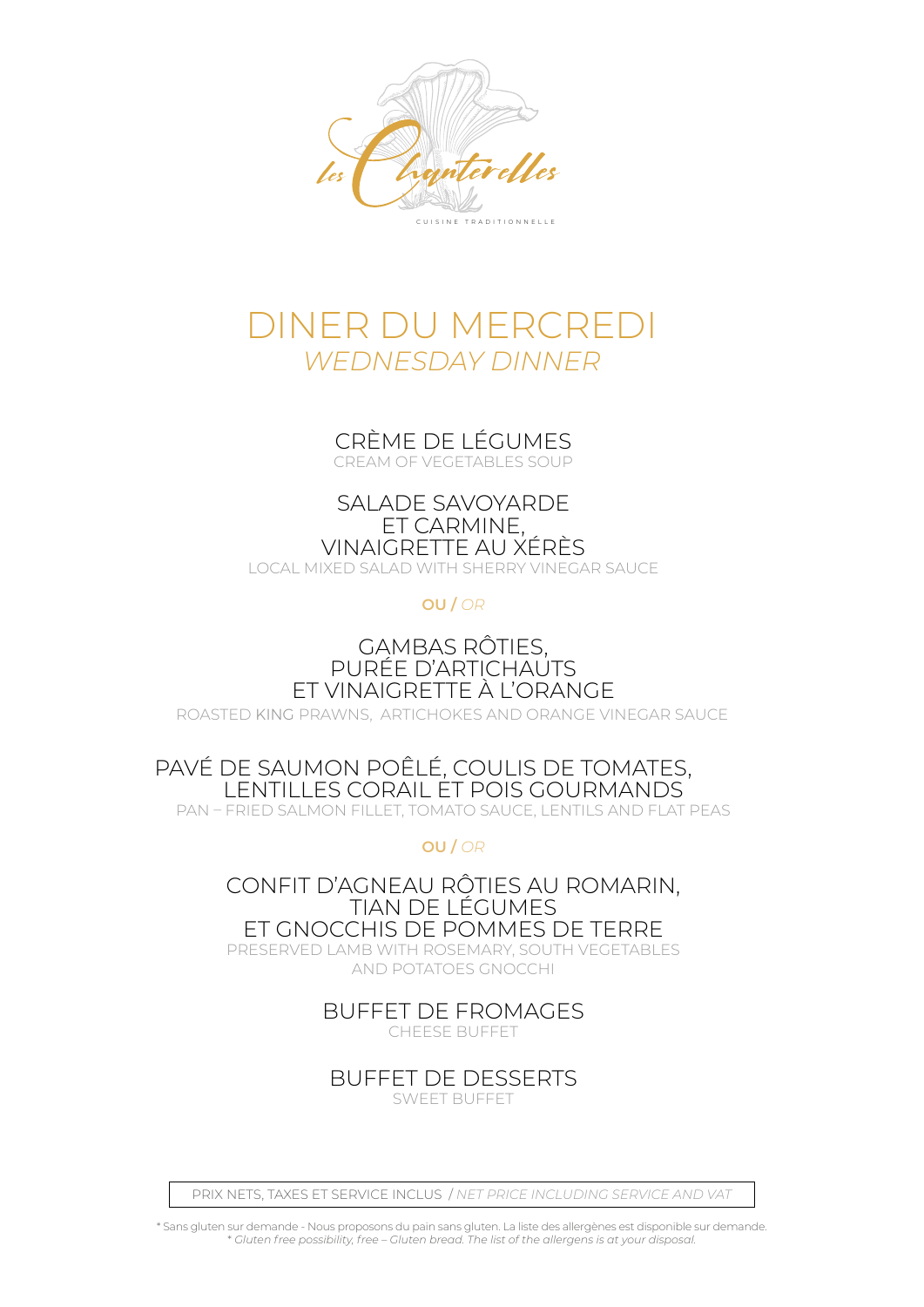Les Chanterelles

CUISINE TRADITIONNELLE

# DINER DU MERCREDI
## *WEDNESDAY DINNER*

CRÈME DE LÉGUMES
CREAM OF VEGETABLES SOUP

SALADE SAVOYARDE
ET CARMINE,
VINAIGRETTE AU XÉRÈS
LOCAL MIXED SALAD WITH SHERRY VINEGAR SAUCE

**OU** / *OR*

GAMBAS RÔTIES,
PURÉE D'ARTICHAUTS
ET VINAIGRETTE À L'ORANGE
ROASTED KING PRAWNS, ARTICHOKES AND ORANGE VINEGAR SAUCE

PAVÉ DE SAUMON POÊLÉ, COULIS DE TOMATES,
LENTILLES CORAIL ET POIS GOURMANDS
PAN – FRIED SALMON FILLET, TOMATO SAUCE, LENTILS AND FLAT PEAS

**OU** / *OR*

CONFIT D'AGNEAU RÔTIES AU ROMARIN,
TIAN DE LÉGUMES
ET GNOCCHIS DE POMMES DE TERRE
PRESERVED LAMB WITH ROSEMARY, SOUTH VEGETABLES
AND POTATOES GNOCCHI

BUFFET DE FROMAGES
CHEESE BUFFET

BUFFET DE DESSERTS
SWEET BUFFET

PRIX NETS, TAXES ET SERVICE INCLUS / *NET PRICE INCLUDING SERVICE AND VAT*

\* Sans gluten sur demande - Nous proposons du pain sans gluten. La liste des allergènes est disponible sur demande.
*\* Gluten free possibility, free – Gluten bread. The list of the allergens is at your disposal.*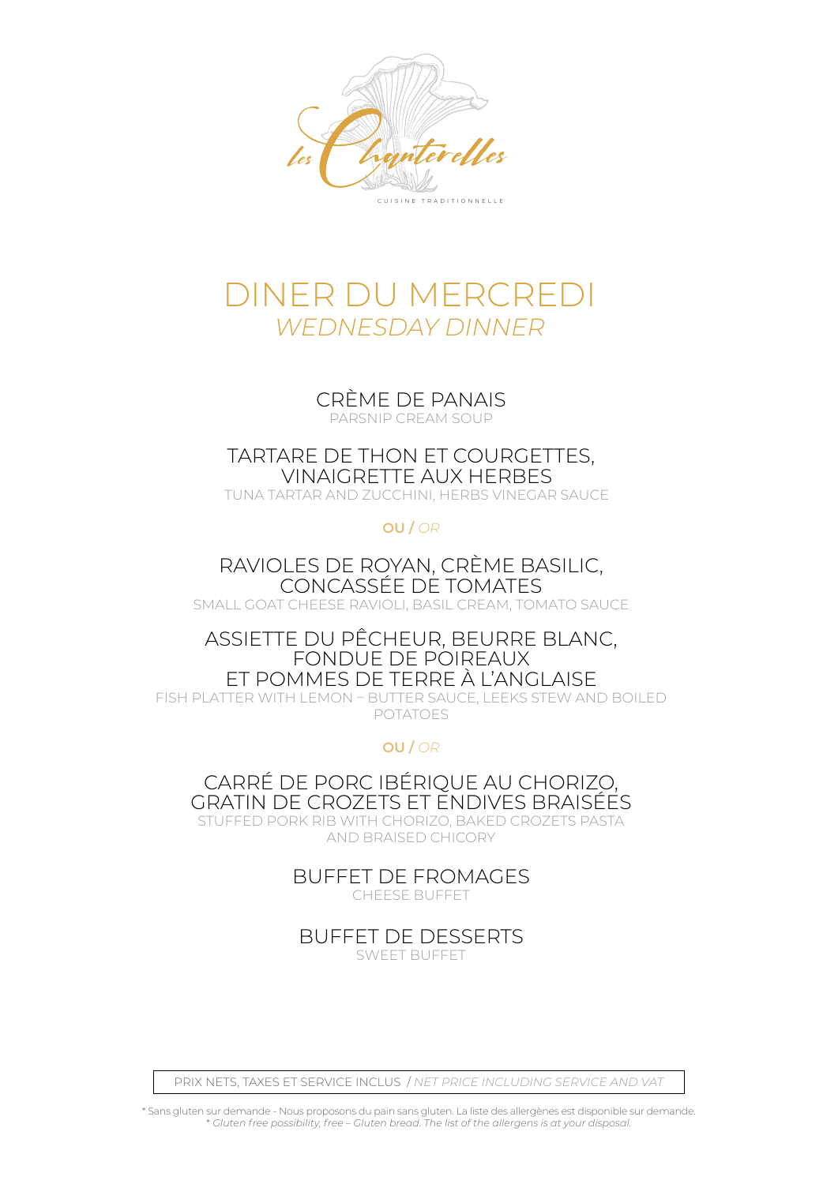Les Chanterelles

CUISINE TRADITIONNELLE

# DINER DU MERCREDI
## *WEDNESDAY DINNER*

CRÈME DE PANAIS
PARSNIP CREAM SOUP

TARTARE DE THON ET COURGETTES,
VINAIGRETTE AUX HERBES
TUNA TARTAR AND ZUCCHINI, HERBS VINEGAR SAUCE

**OU** / *OR*

RAVIOLES DE ROYAN, CRÈME BASILIC,
CONCASSÉE DE TOMATES
SMALL GOAT CHEESE RAVIOLI, BASIL CREAM, TOMATO SAUCE

ASSIETTE DU PÊCHEUR, BEURRE BLANC,
FONDUE DE POIREAUX
ET POMMES DE TERRE À L'ANGLAISE
FISH PLATTER WITH LEMON – BUTTER SAUCE, LEEKS STEW AND BOILED POTATOES

**OU** / *OR*

CARRÉ DE PORC IBÉRIQUE AU CHORIZO,
GRATIN DE CROZETS ET ENDIVES BRAISÉES
STUFFED PORK RIB WITH CHORIZO, BAKED CROZETS PASTA
AND BRAISED CHICORY

BUFFET DE FROMAGES
CHEESE BUFFET

BUFFET DE DESSERTS
SWEET BUFFET

PRIX NETS, TAXES ET SERVICE INCLUS / *NET PRICE INCLUDING SERVICE AND VAT*

* Sans gluten sur demande - Nous proposons du pain sans gluten. La liste des allergènes est disponible sur demande.
*\* Gluten free possibility, free – Gluten bread. The list of the allergens is at your disposal.*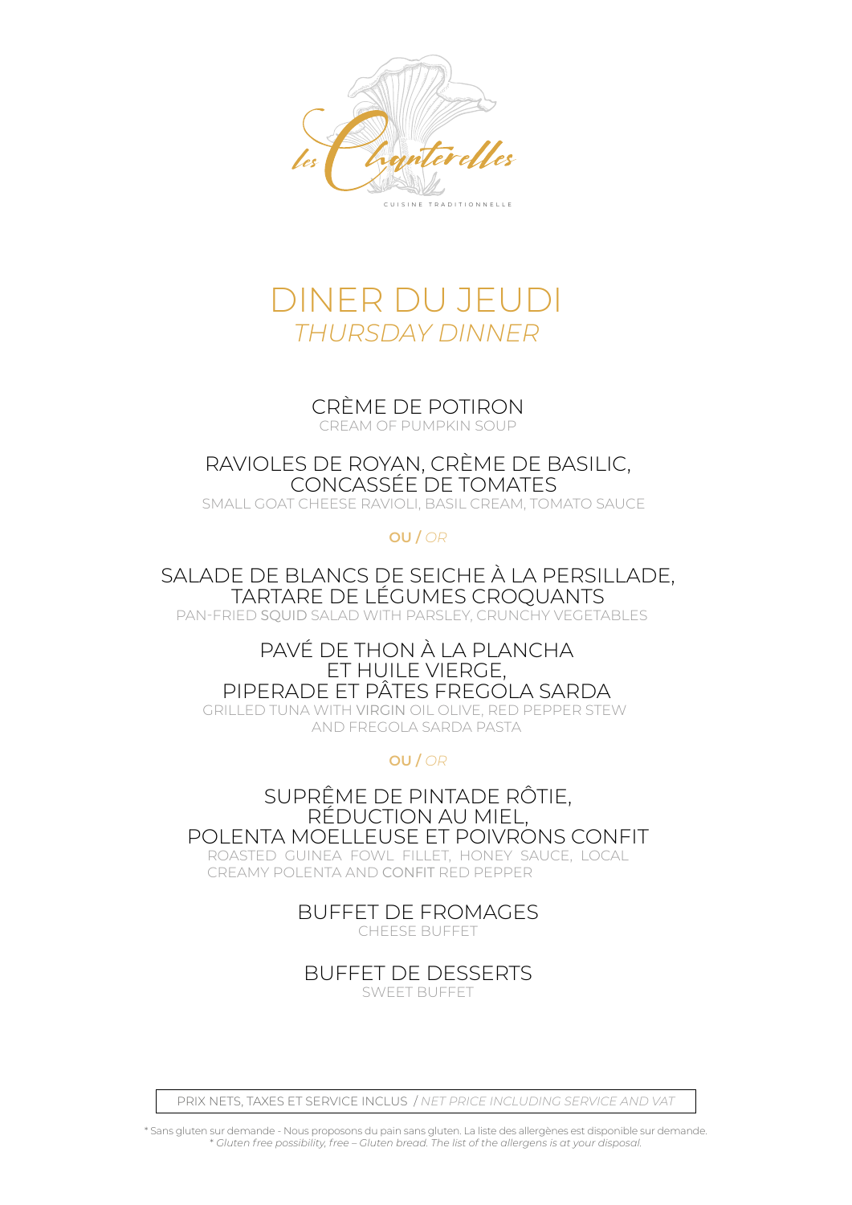Les Chanterelles

CUISINE TRADITIONNELLE

# DINER DU JEUDI

*THURSDAY DINNER*

CRÈME DE POTIRON
CREAM OF PUMPKIN SOUP

RAVIOLES DE ROYAN, CRÈME DE BASILIC, CONCASSÉE DE TOMATES
SMALL GOAT CHEESE RAVIOLI, BASIL CREAM, TOMATO SAUCE

**OU** / *OR*

SALADE DE BLANCS DE SEICHE À LA PERSILLADE, TARTARE DE LÉGUMES CROQUANTS
PAN-FRIED SQUID SALAD WITH PARSLEY, CRUNCHY VEGETABLES

PAVÉ DE THON À LA PLANCHA ET HUILE VIERGE, PIPERADE ET PÂTES FREGOLA SARDA
GRILLED TUNA WITH VIRGIN OIL OLIVE, RED PEPPER STEW AND FREGOLA SARDA PASTA

**OU** / *OR*

SUPRÊME DE PINTADE RÔTIE, RÉDUCTION AU MIEL, POLENTA MOELLEUSE ET POIVRONS CONFIT
ROASTED GUINEA FOWL FILLET, HONEY SAUCE, LOCAL CREAMY POLENTA AND CONFIT RED PEPPER

BUFFET DE FROMAGES
CHEESE BUFFET

BUFFET DE DESSERTS
SWEET BUFFET

PRIX NETS, TAXES ET SERVICE INCLUS / *NET PRICE INCLUDING SERVICE AND VAT*

\* Sans gluten sur demande - Nous proposons du pain sans gluten. La liste des allergènes est disponible sur demande.
*\* Gluten free possibility, free – Gluten bread. The list of the allergens is at your disposal.*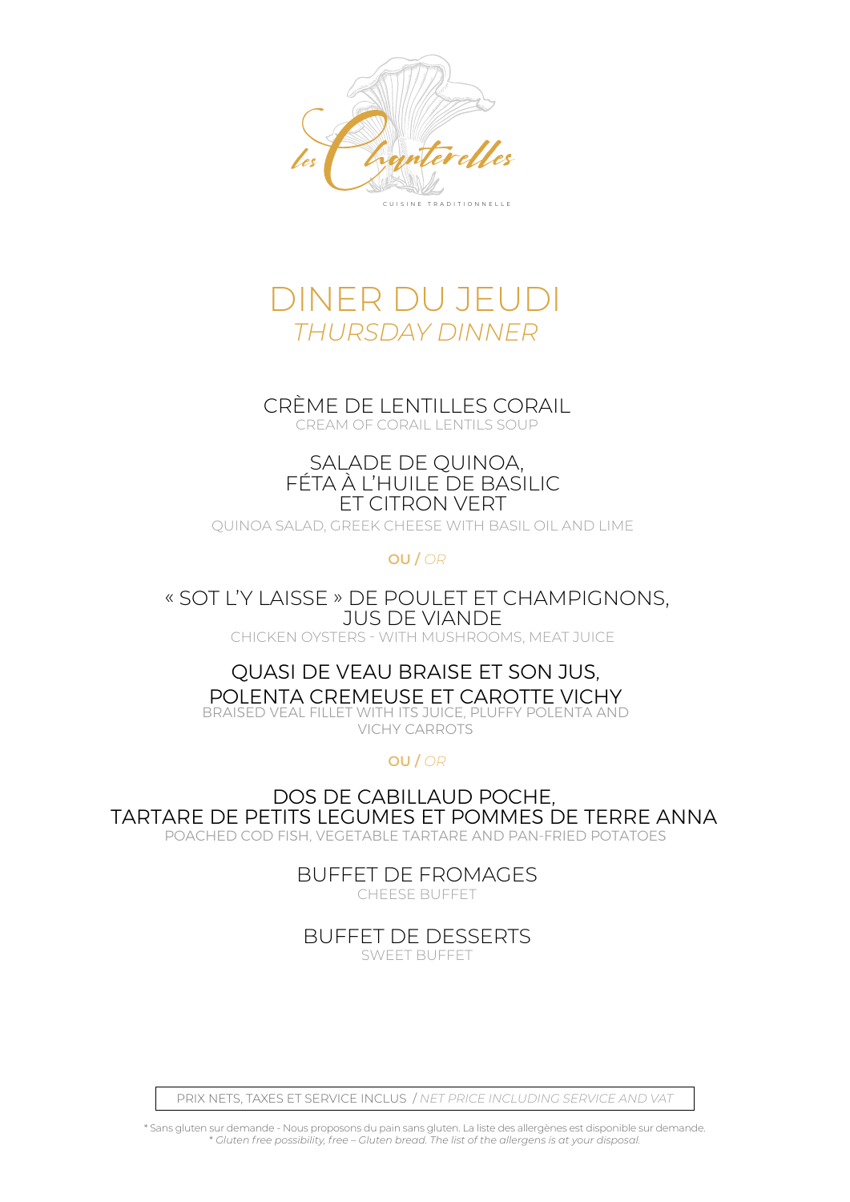Les Chanterelles

CUISINE TRADITIONNELLE

# DINER DU JEUDI

## *THURSDAY DINNER*

CRÈME DE LENTILLES CORAIL
CREAM OF CORAIL LENTILS SOUP

SALADE DE QUINOA,
FÉTA À L'HUILE DE BASILIC
ET CITRON VERT
QUINOA SALAD, GREEK CHEESE WITH BASIL OIL AND LIME

**OU** / *OR*

« SOT L'Y LAISSE » DE POULET ET CHAMPIGNONS,
JUS DE VIANDE
CHICKEN OYSTERS - WITH MUSHROOMS, MEAT JUICE

QUASI DE VEAU BRAISE ET SON JUS,
POLENTA CREMEUSE ET CAROTTE VICHY
BRAISED VEAL FILLET WITH ITS JUICE, PLUFFY POLENTA AND
VICHY CARROTS

**OU** / *OR*

DOS DE CABILLAUD POCHE,
TARTARE DE PETITS LEGUMES ET POMMES DE TERRE ANNA
POACHED COD FISH, VEGETABLE TARTARE AND PAN-FRIED POTATOES

BUFFET DE FROMAGES
CHEESE BUFFET

BUFFET DE DESSERTS
SWEET BUFFET

PRIX NETS, TAXES ET SERVICE INCLUS / *NET PRICE INCLUDING SERVICE AND VAT*

* Sans gluten sur demande - Nous proposons du pain sans gluten. La liste des allergènes est disponible sur demande.
* *Gluten free possibility, free – Gluten bread. The list of the allergens is at your disposal.*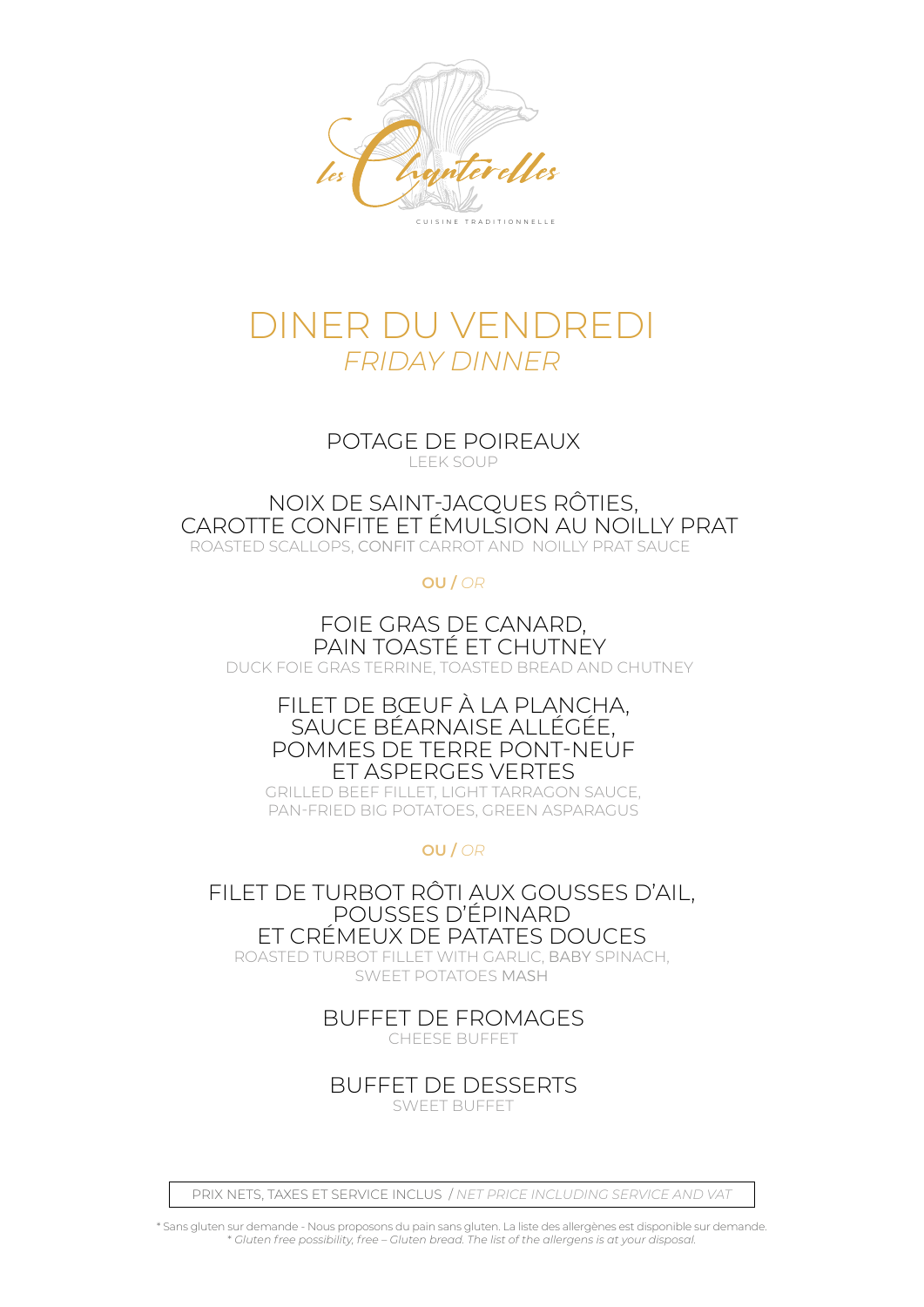Les Chanterelles

CUISINE TRADITIONNELLE

# DINER DU VENDREDI
## *FRIDAY DINNER*

POTAGE DE POIREAUX
LEEK SOUP

NOIX DE SAINT-JACQUES RÔTIES,
CAROTTE CONFITE ET ÉMULSION AU NOILLY PRAT
ROASTED SCALLOPS, CONFIT CARROT AND NOILLY PRAT SAUCE

**OU** / *OR*

FOIE GRAS DE CANARD,
PAIN TOASTÉ ET CHUTNEY
DUCK FOIE GRAS TERRINE, TOASTED BREAD AND CHUTNEY

FILET DE BŒUF À LA PLANCHA,
SAUCE BÉARNAISE ALLÉGÉE,
POMMES DE TERRE PONT-NEUF
ET ASPERGES VERTES
GRILLED BEEF FILLET, LIGHT TARRAGON SAUCE,
PAN-FRIED BIG POTATOES, GREEN ASPARAGUS

**OU** / *OR*

FILET DE TURBOT RÔTI AUX GOUSSES D'AIL,
POUSSES D'ÉPINARD
ET CRÉMEUX DE PATATES DOUCES
ROASTED TURBOT FILLET WITH GARLIC, BABY SPINACH,
SWEET POTATOES MASH

BUFFET DE FROMAGES
CHEESE BUFFET

BUFFET DE DESSERTS
SWEET BUFFET

PRIX NETS, TAXES ET SERVICE INCLUS / *NET PRICE INCLUDING SERVICE AND VAT*

* Sans gluten sur demande - Nous proposons du pain sans gluten. La liste des allergènes est disponible sur demande.
*\* Gluten free possibility, free – Gluten bread. The list of the allergens is at your disposal.*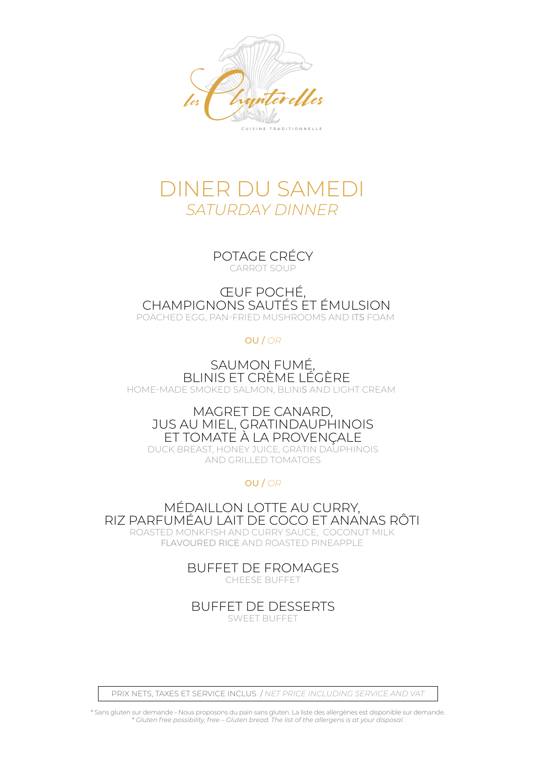Les Chanterelles

CUISINE TRADITIONNELLE

# DINER DU SAMEDI
## *SATURDAY DINNER*

POTAGE CRÉCY
CARROT SOUP

ŒUF POCHÉ,
CHAMPIGNONS SAUTÉS ET ÉMULSION
POACHED EGG, PAN-FRIED MUSHROOMS AND ITS FOAM

**OU** / *OR*

SAUMON FUMÉ,
BLINIS ET CRÈME LÉGÈRE
HOME-MADE SMOKED SALMON, BLINIS AND LIGHT CREAM

MAGRET DE CANARD,
JUS AU MIEL, GRATINDAUPHINOIS
ET TOMATE À LA PROVENÇALE
DUCK BREAST, HONEY JUICE, GRATIN DAUPHINOIS
AND GRILLED TOMATOES

**OU** / *OR*

MÉDAILLON LOTTE AU CURRY,
RIZ PARFUMÉAU LAIT DE COCO ET ANANAS RÔTI
ROASTED MONKFISH AND CURRY SAUCE, COCONUT MILK
FLAVOURED RICE AND ROASTED PINEAPPLE

BUFFET DE FROMAGES
CHEESE BUFFET

BUFFET DE DESSERTS
SWEET BUFFET

PRIX NETS, TAXES ET SERVICE INCLUS / *NET PRICE INCLUDING SERVICE AND VAT*

\* Sans gluten sur demande - Nous proposons du pain sans gluten. La liste des allergènes est disponible sur demande.
*\* Gluten free possibility, free – Gluten bread. The list of the allergens is at your disposal.*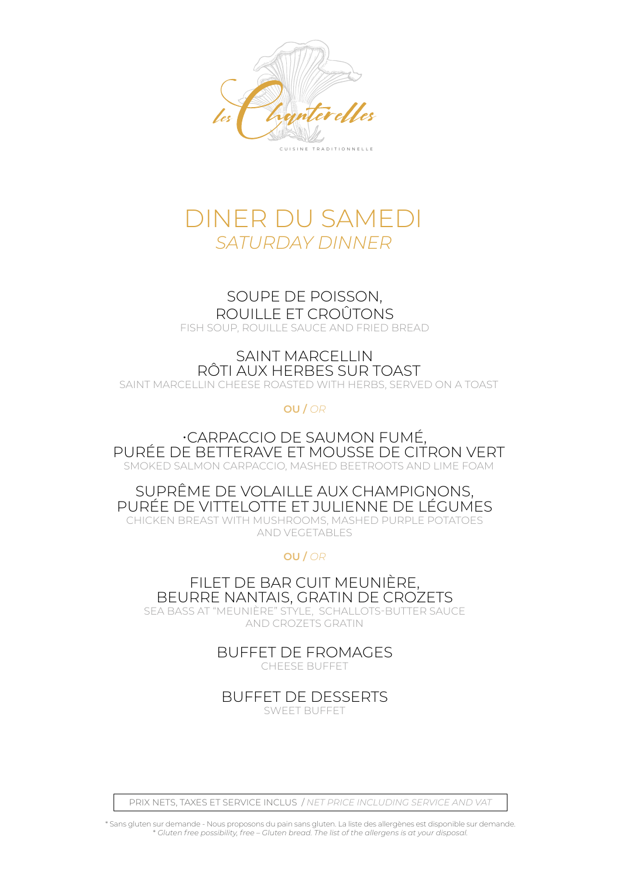Les Chanterelles

CUISINE TRADITIONNELLE

# DINER DU SAMEDI

## *SATURDAY DINNER*

SOUPE DE POISSON,
ROUILLE ET CROÛTONS
FISH SOUP, ROUILLE SAUCE AND FRIED BREAD

SAINT MARCELLIN
RÔTI AUX HERBES SUR TOAST
SAINT MARCELLIN CHEESE ROASTED WITH HERBS, SERVED ON A TOAST

**OU** / *OR*

•CARPACCIO DE SAUMON FUMÉ,
PURÉE DE BETTERAVE ET MOUSSE DE CITRON VERT
SMOKED SALMON CARPACCIO, MASHED BEETROOTS AND LIME FOAM

SUPRÊME DE VOLAILLE AUX CHAMPIGNONS,
PURÉE DE VITTELOTTE ET JULIENNE DE LÉGUMES
CHICKEN BREAST WITH MUSHROOMS, MASHED PURPLE POTATOES
AND VEGETABLES

**OU** / *OR*

FILET DE BAR CUIT MEUNIÈRE,
BEURRE NANTAIS, GRATIN DE CROZETS
SEA BASS AT "MEUNIÈRE" STYLE, SCHALLOTS-BUTTER SAUCE
AND CROZETS GRATIN

BUFFET DE FROMAGES
CHEESE BUFFET

BUFFET DE DESSERTS
SWEET BUFFET

PRIX NETS, TAXES ET SERVICE INCLUS / *NET PRICE INCLUDING SERVICE AND VAT*

* Sans gluten sur demande - Nous proposons du pain sans gluten. La liste des allergènes est disponible sur demande.
*\* Gluten free possibility, free – Gluten bread. The list of the allergens is at your disposal.*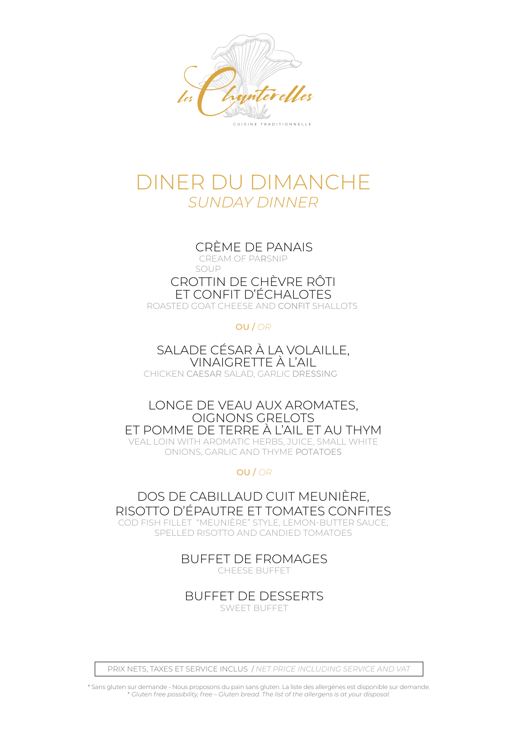Les Chanterelles

CUISINE TRADITIONNELLE

# DINER DU DIMANCHE

*SUNDAY DINNER*

CRÈME DE PANAIS
CREAM OF PARSNIP SOUP

CROTTIN DE CHÈVRE RÔTI ET CONFIT D'ÉCHALOTES
ROASTED GOAT CHEESE AND CONFIT SHALLOTS

**OU** / *OR*

SALADE CÉSAR À LA VOLAILLE, VINAIGRETTE À L'AIL
CHICKEN CAESAR SALAD, GARLIC DRESSING

LONGE DE VEAU AUX AROMATES, OIGNONS GRELOTS ET POMME DE TERRE À L'AIL ET AU THYM
VEAL LOIN WITH AROMATIC HERBS, JUICE, SMALL WHITE ONIONS, GARLIC AND THYME POTATOES

**OU** / *OR*

DOS DE CABILLAUD CUIT MEUNIÈRE, RISOTTO D'ÉPAUTRE ET TOMATES CONFITES
COD FISH FILLET "MEUNIÈRE" STYLE, LEMON-BUTTER SAUCE, SPELLED RISOTTO AND CANDIED TOMATOES

BUFFET DE FROMAGES
CHEESE BUFFET

BUFFET DE DESSERTS
SWEET BUFFET

PRIX NETS, TAXES ET SERVICE INCLUS / *NET PRICE INCLUDING SERVICE AND VAT*

\* Sans gluten sur demande - Nous proposons du pain sans gluten. La liste des allergènes est disponible sur demande.
*\* Gluten free possibility, free – Gluten bread. The list of the allergens is at your disposal.*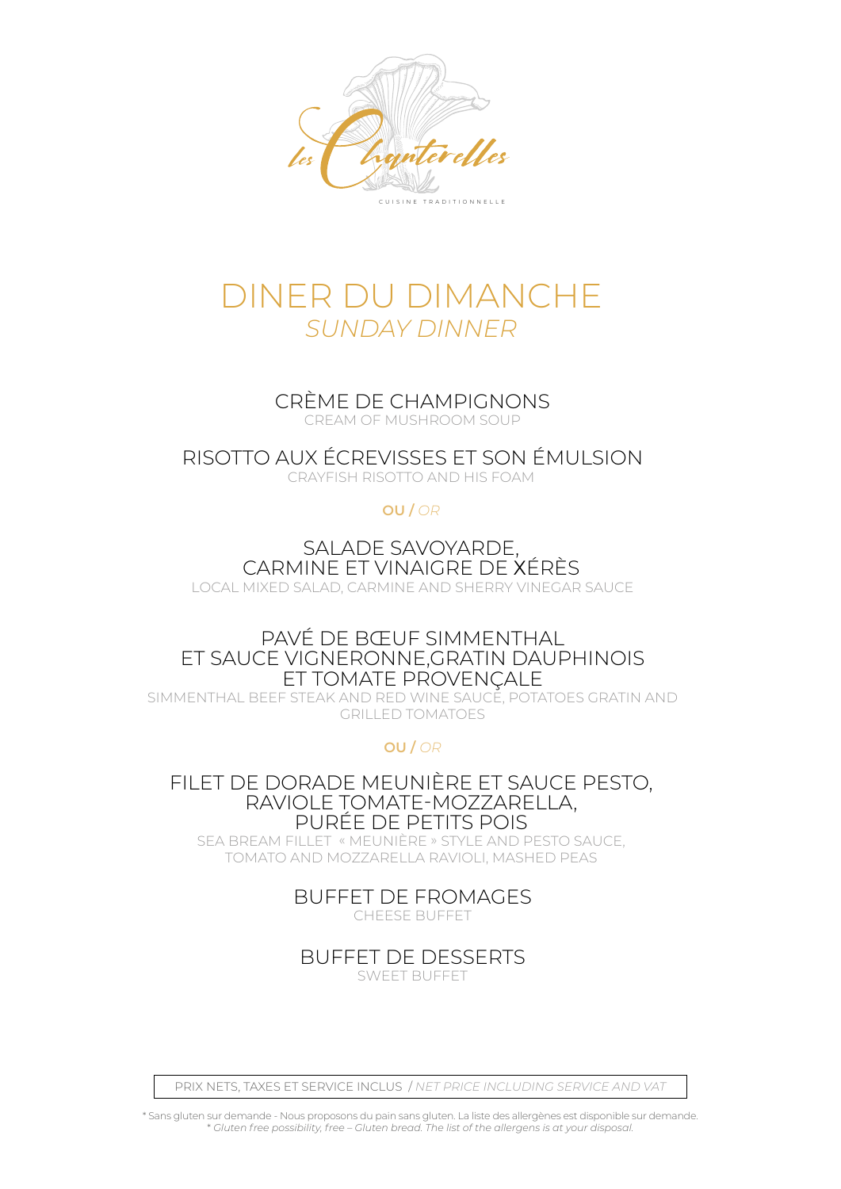Les Chanterelles

CUISINE TRADITIONNELLE

# DINER DU DIMANCHE

*SUNDAY DINNER*

CRÈME DE CHAMPIGNONS
CREAM OF MUSHROOM SOUP

RISOTTO AUX ÉCREVISSES ET SON ÉMULSION
CRAYFISH RISOTTO AND HIS FOAM

**OU** / *OR*

SALADE SAVOYARDE,
CARMINE ET VINAIGRE DE XÉRÈS
LOCAL MIXED SALAD, CARMINE AND SHERRY VINEGAR SAUCE

PAVÉ DE BŒUF SIMMENTHAL
ET SAUCE VIGNERONNE,GRATIN DAUPHINOIS
ET TOMATE PROVENÇALE
SIMMENTHAL BEEF STEAK AND RED WINE SAUCE, POTATOES GRATIN AND GRILLED TOMATOES

**OU** / *OR*

FILET DE DORADE MEUNIÈRE ET SAUCE PESTO,
RAVIOLE TOMATE-MOZZARELLA,
PURÉE DE PETITS POIS
SEA BREAM FILLET « MEUNIÈRE » STYLE AND PESTO SAUCE,
TOMATO AND MOZZARELLA RAVIOLI, MASHED PEAS

BUFFET DE FROMAGES
CHEESE BUFFET

BUFFET DE DESSERTS
SWEET BUFFET

PRIX NETS, TAXES ET SERVICE INCLUS / *NET PRICE INCLUDING SERVICE AND VAT*

* Sans gluten sur demande - Nous proposons du pain sans gluten. La liste des allergènes est disponible sur demande.
*\* Gluten free possibility, free – Gluten bread. The list of the allergens is at your disposal.*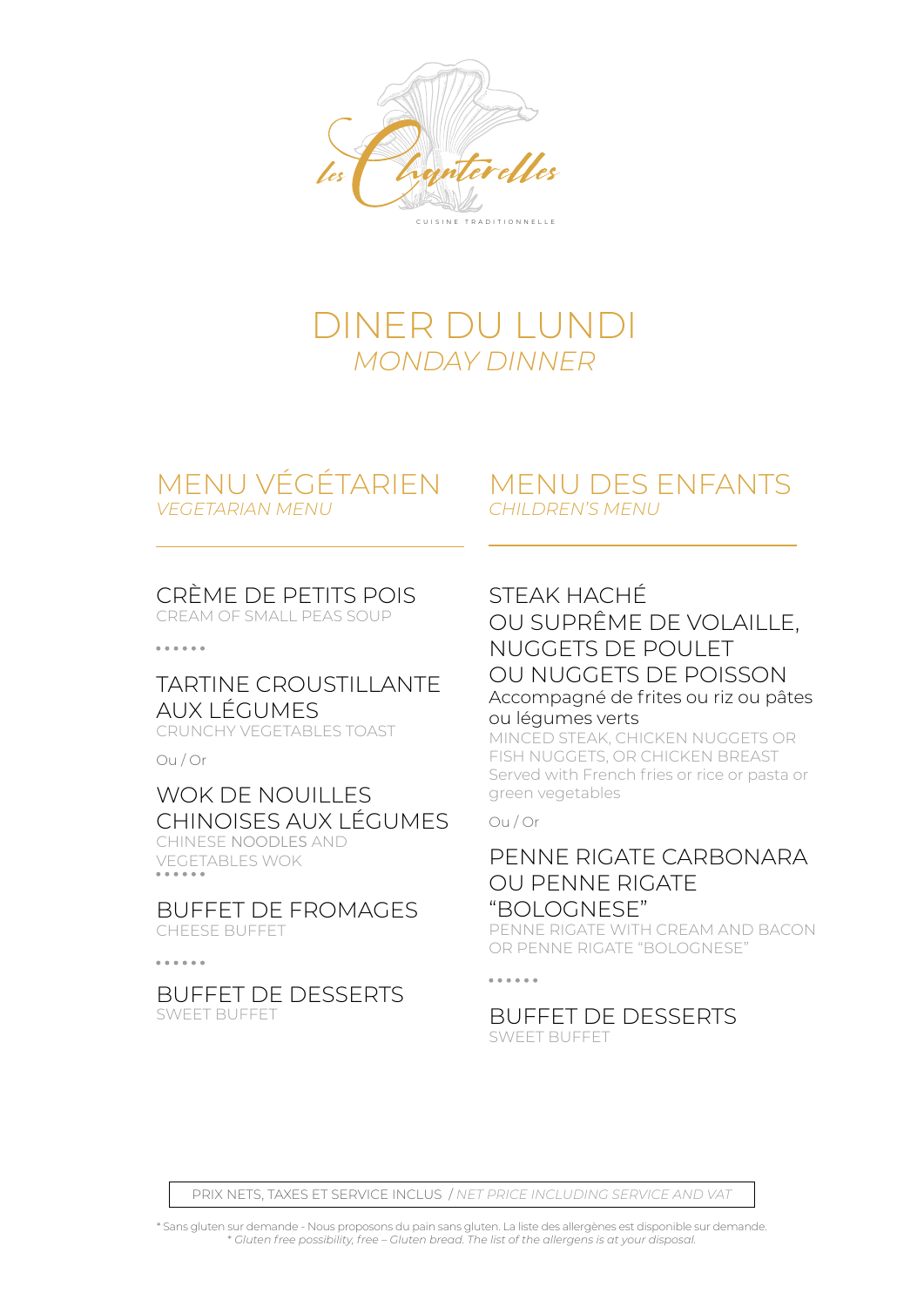Les Chanterelles

CUISINE TRADITIONNELLE

# DINER DU LUNDI
*MONDAY DINNER*

## MENU VÉGÉTARIEN
*VEGETARIAN MENU*

### CRÈME DE PETITS POIS
CREAM OF SMALL PEAS SOUP

• • • • • •

### TARTINE CROUSTILLANTE AUX LÉGUMES
CRUNCHY VEGETABLES TOAST

Ou / Or

### WOK DE NOUILLES CHINOISES AUX LÉGUMES
CHINESE NOODLES AND VEGETABLES WOK

• • • • • •

### BUFFET DE FROMAGES
CHEESE BUFFET

• • • • • •

### BUFFET DE DESSERTS
SWEET BUFFET

## MENU DES ENFANTS
*CHILDREN'S MENU*

### STEAK HACHÉ OU SUPRÊME DE VOLAILLE, NUGGETS DE POULET OU NUGGETS DE POISSON
Accompagné de frites ou riz ou pâtes ou légumes verts

MINCED STEAK, CHICKEN NUGGETS OR FISH NUGGETS, OR CHICKEN BREAST
Served with French fries or rice or pasta or green vegetables

Ou / Or

### PENNE RIGATE CARBONARA OU PENNE RIGATE "BOLOGNESE"
PENNE RIGATE WITH CREAM AND BACON OR PENNE RIGATE "BOLOGNESE"

• • • • • •

### BUFFET DE DESSERTS
SWEET BUFFET

PRIX NETS, TAXES ET SERVICE INCLUS / *NET PRICE INCLUDING SERVICE AND VAT*

\* Sans gluten sur demande - Nous proposons du pain sans gluten. La liste des allergènes est disponible sur demande.
*\* Gluten free possibility, free – Gluten bread. The list of the allergens is at your disposal.*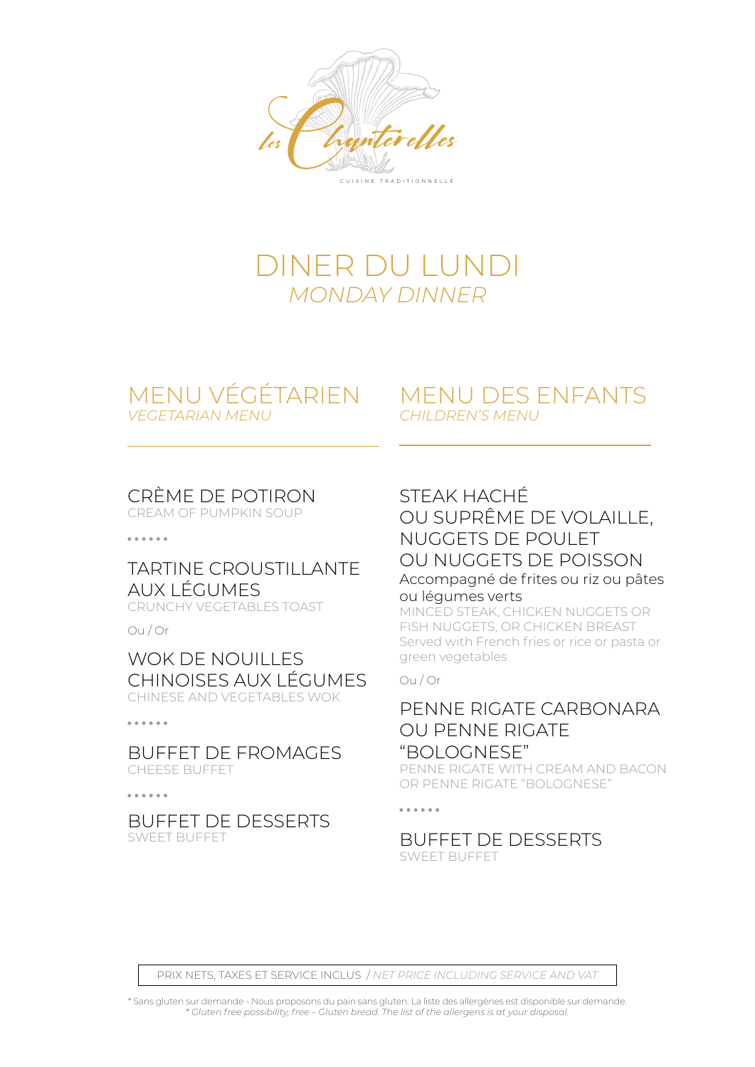Les Chanterelles

CUISINE TRADITIONNELLE

# DINER DU LUNDI
*MONDAY DINNER*

## MENU VÉGÉTARIEN
*VEGETARIAN MENU*

### CRÈME DE POTIRON
CREAM OF PUMPKIN SOUP

• • • • • •

### TARTINE CROUSTILLANTE AUX LÉGUMES
CRUNCHY VEGETABLES TOAST

Ou / Or

### WOK DE NOUILLES CHINOISES AUX LÉGUMES
CHINESE AND VEGETABLES WOK

• • • • • •

### BUFFET DE FROMAGES
CHEESE BUFFET

• • • • • •

### BUFFET DE DESSERTS
SWEET BUFFET

## MENU DES ENFANTS
*CHILDREN'S MENU*

### STEAK HACHÉ OU SUPRÊME DE VOLAILLE, NUGGETS DE POULET OU NUGGETS DE POISSON
Accompagné de frites ou riz ou pâtes ou légumes verts

MINCED STEAK, CHICKEN NUGGETS OR FISH NUGGETS, OR CHICKEN BREAST
Served with French fries or rice or pasta or green vegetables

Ou / Or

### PENNE RIGATE CARBONARA OU PENNE RIGATE "BOLOGNESE"
PENNE RIGATE WITH CREAM AND BACON OR PENNE RIGATE "BOLOGNESE"

• • • • • •

### BUFFET DE DESSERTS
SWEET BUFFET

PRIX NETS, TAXES ET SERVICE INCLUS / *NET PRICE INCLUDING SERVICE AND VAT*

* Sans gluten sur demande - Nous proposons du pain sans gluten. La liste des allergènes est disponible sur demande.
* *Gluten free possibility, free – Gluten bread. The list of the allergens is at your disposal.*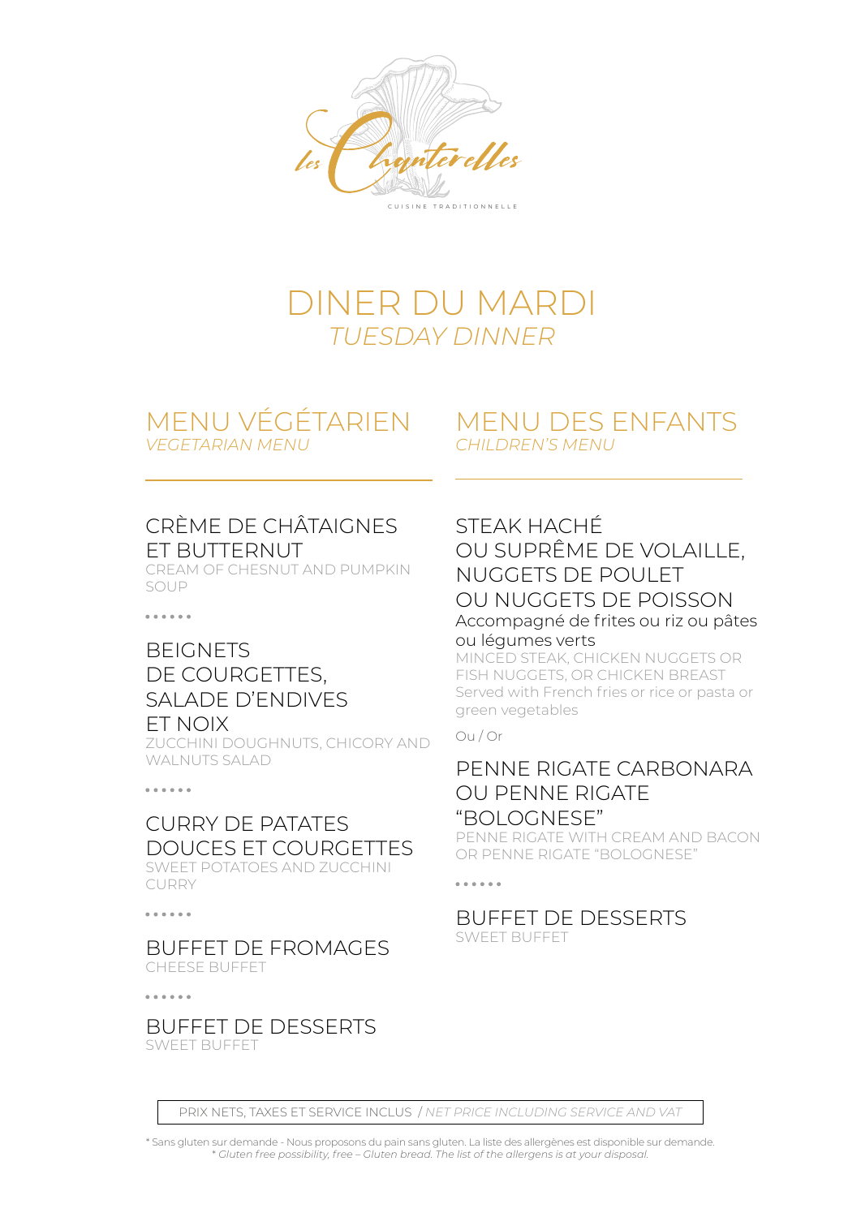Les Chanterelles

CUISINE TRADITIONNELLE

# DINER DU MARDI
*TUESDAY DINNER*

## MENU VÉGÉTARIEN
*VEGETARIAN MENU*

### CRÈME DE CHÂTAIGNES ET BUTTERNUT
CREAM OF CHESNUT AND PUMPKIN SOUP

• • • • • •

### BEIGNETS DE COURGETTES, SALADE D'ENDIVES ET NOIX
ZUCCHINI DOUGHNUTS, CHICORY AND WALNUTS SALAD

• • • • • •

### CURRY DE PATATES DOUCES ET COURGETTES
SWEET POTATOES AND ZUCCHINI CURRY

• • • • • •

### BUFFET DE FROMAGES
CHEESE BUFFET

• • • • • •

### BUFFET DE DESSERTS
SWEET BUFFET

## MENU DES ENFANTS
*CHILDREN'S MENU*

### STEAK HACHÉ OU SUPRÊME DE VOLAILLE, NUGGETS DE POULET OU NUGGETS DE POISSON
Accompagné de frites ou riz ou pâtes ou légumes verts

MINCED STEAK, CHICKEN NUGGETS OR FISH NUGGETS, OR CHICKEN BREAST
Served with French fries or rice or pasta or green vegetables

Ou / Or

### PENNE RIGATE CARBONARA OU PENNE RIGATE "BOLOGNESE"
PENNE RIGATE WITH CREAM AND BACON OR PENNE RIGATE "BOLOGNESE"

• • • • • •

### BUFFET DE DESSERTS
SWEET BUFFET

PRIX NETS, TAXES ET SERVICE INCLUS / *NET PRICE INCLUDING SERVICE AND VAT*

* Sans gluten sur demande - Nous proposons du pain sans gluten. La liste des allergènes est disponible sur demande.
* *Gluten free possibility, free – Gluten bread. The list of the allergens is at your disposal.*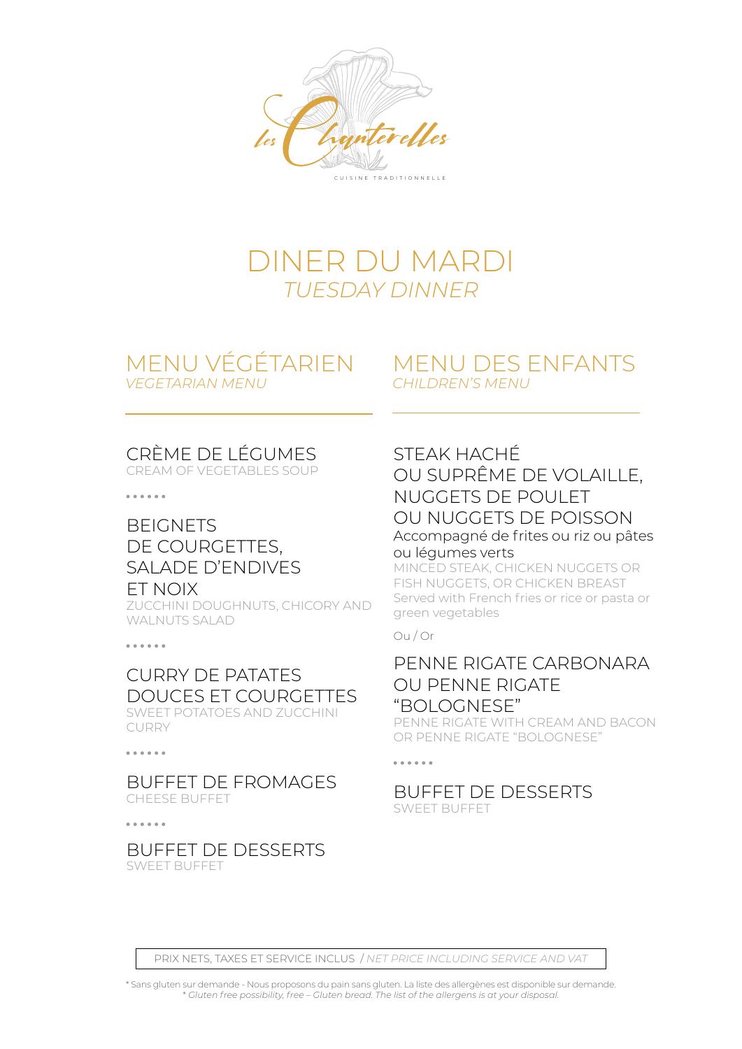Les Chanterelles

CUISINE TRADITIONNELLE

# DINER DU MARDI

*TUESDAY DINNER*

## MENU VÉGÉTARIEN

*VEGETARIAN MENU*

### CRÈME DE LÉGUMES

CREAM OF VEGETABLES SOUP

• • • • • •

### BEIGNETS DE COURGETTES, SALADE D'ENDIVES ET NOIX

ZUCCHINI DOUGHNUTS, CHICORY AND WALNUTS SALAD

• • • • • •

### CURRY DE PATATES DOUCES ET COURGETTES

SWEET POTATOES AND ZUCCHINI CURRY

• • • • • •

### BUFFET DE FROMAGES

CHEESE BUFFET

• • • • • •

### BUFFET DE DESSERTS

SWEET BUFFET

## MENU DES ENFANTS

*CHILDREN'S MENU*

### STEAK HACHÉ OU SUPRÊME DE VOLAILLE, NUGGETS DE POULET OU NUGGETS DE POISSON

Accompagné de frites ou riz ou pâtes ou légumes verts

MINCED STEAK, CHICKEN NUGGETS OR FISH NUGGETS, OR CHICKEN BREAST

Served with French fries or rice or pasta or green vegetables

Ou / Or

### PENNE RIGATE CARBONARA OU PENNE RIGATE "BOLOGNESE"

PENNE RIGATE WITH CREAM AND BACON OR PENNE RIGATE "BOLOGNESE"

• • • • • •

### BUFFET DE DESSERTS

SWEET BUFFET

PRIX NETS, TAXES ET SERVICE INCLUS / *NET PRICE INCLUDING SERVICE AND VAT*

* Sans gluten sur demande - Nous proposons du pain sans gluten. La liste des allergènes est disponible sur demande.
*\* Gluten free possibility, free – Gluten bread. The list of the allergens is at your disposal.*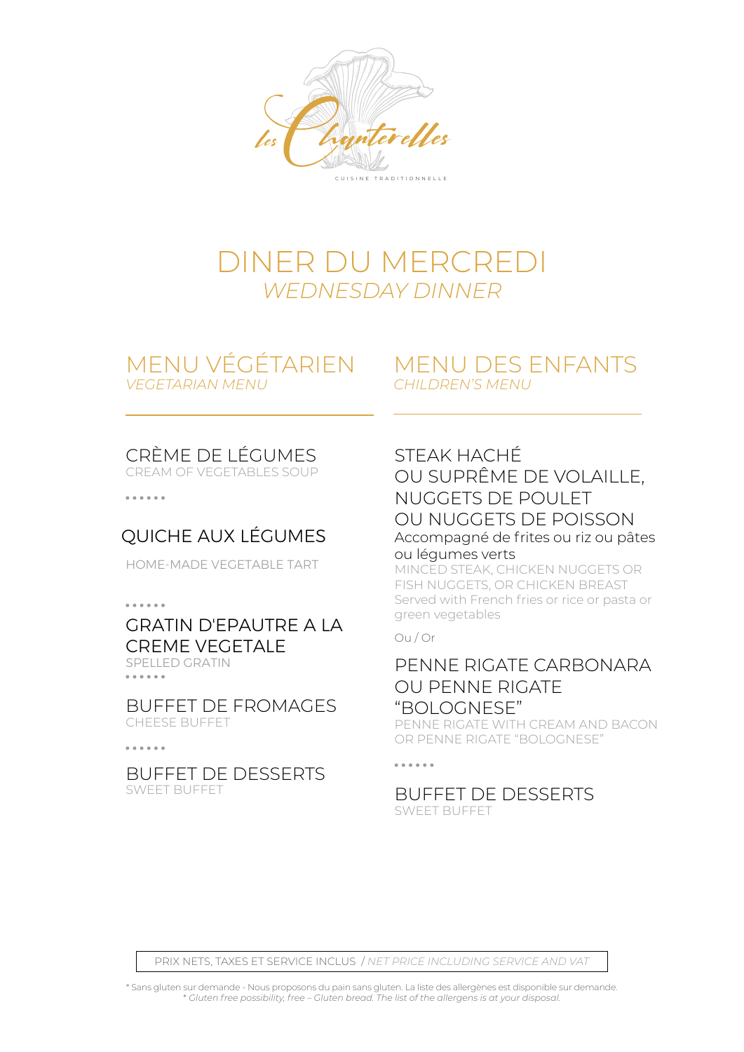Les Chanterelles

CUISINE TRADITIONNELLE

# DINER DU MERCREDI
*WEDNESDAY DINNER*

## MENU VÉGÉTARIEN
*VEGETARIAN MENU*

### CRÈME DE LÉGUMES
CREAM OF VEGETABLES SOUP

• • • • • •

### QUICHE AUX LÉGUMES
HOME-MADE VEGETABLE TART

• • • • • •

### GRATIN D'EPAUTRE A LA CREME VEGETALE
SPELLED GRATIN

• • • • • •

### BUFFET DE FROMAGES
CHEESE BUFFET

• • • • • •

### BUFFET DE DESSERTS
SWEET BUFFET

## MENU DES ENFANTS
*CHILDREN'S MENU*

### STEAK HACHÉ OU SUPRÊME DE VOLAILLE, NUGGETS DE POULET OU NUGGETS DE POISSON
Accompagné de frites ou riz ou pâtes ou légumes verts

MINCED STEAK, CHICKEN NUGGETS OR FISH NUGGETS, OR CHICKEN BREAST
Served with French fries or rice or pasta or green vegetables

Ou / Or

### PENNE RIGATE CARBONARA OU PENNE RIGATE "BOLOGNESE"
PENNE RIGATE WITH CREAM AND BACON OR PENNE RIGATE "BOLOGNESE"

• • • • • •

### BUFFET DE DESSERTS
SWEET BUFFET

PRIX NETS, TAXES ET SERVICE INCLUS / *NET PRICE INCLUDING SERVICE AND VAT*

\* Sans gluten sur demande - Nous proposons du pain sans gluten. La liste des allergènes est disponible sur demande.
*\* Gluten free possibility, free – Gluten bread. The list of the allergens is at your disposal.*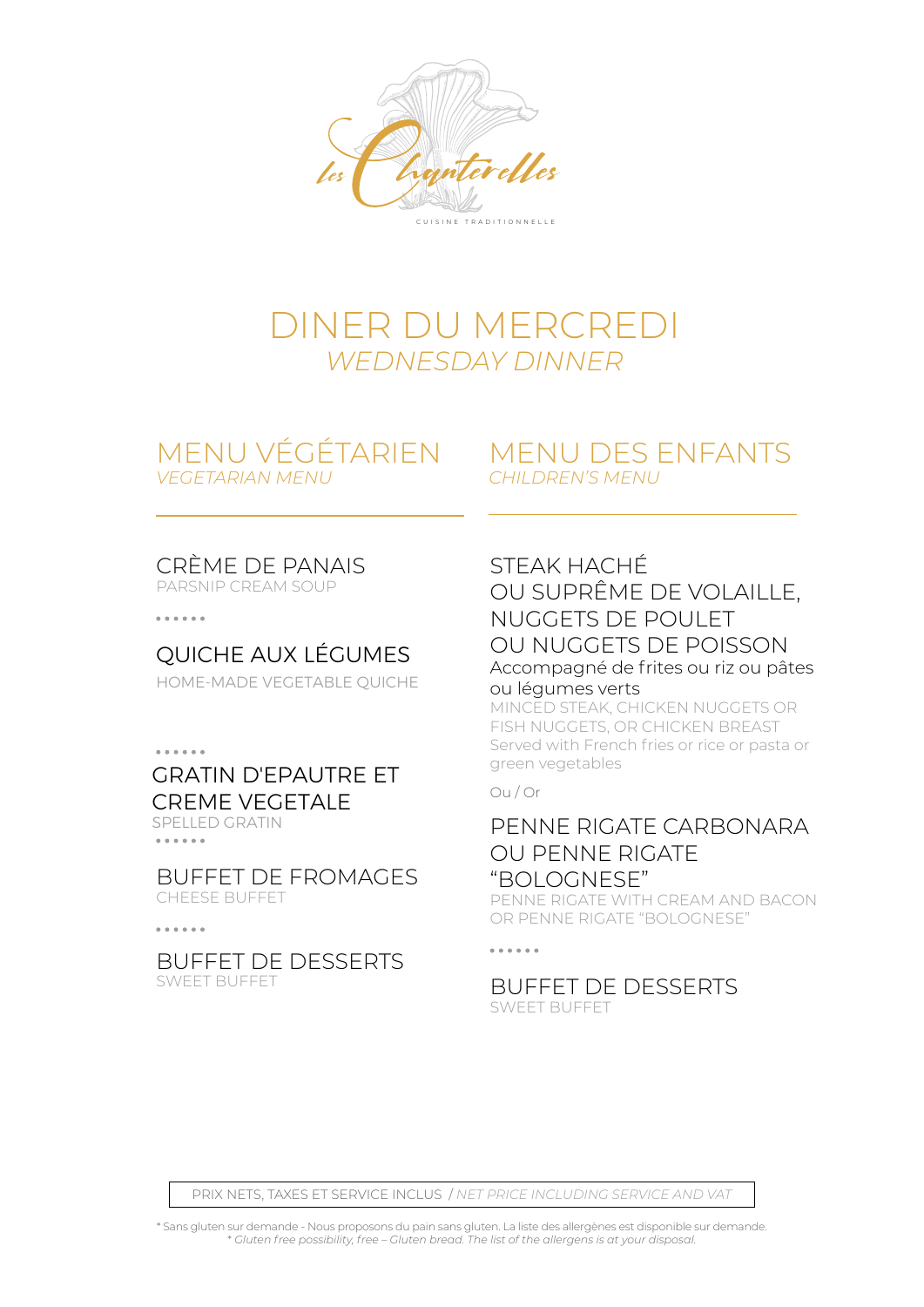Les Chanterelles

CUISINE TRADITIONNELLE

# DINER DU MERCREDI
*WEDNESDAY DINNER*

## MENU VÉGÉTARIEN
*VEGETARIAN MENU*

CRÈME DE PANAIS
PARSNIP CREAM SOUP

• • • • • •

QUICHE AUX LÉGUMES
HOME-MADE VEGETABLE QUICHE

• • • • • •

GRATIN D'EPAUTRE ET CREME VEGETALE
SPELLED GRATIN

• • • • • •

BUFFET DE FROMAGES
CHEESE BUFFET

• • • • • •

BUFFET DE DESSERTS
SWEET BUFFET

## MENU DES ENFANTS
*CHILDREN'S MENU*

STEAK HACHÉ
OU SUPRÊME DE VOLAILLE,
NUGGETS DE POULET
OU NUGGETS DE POISSON
Accompagné de frites ou riz ou pâtes ou légumes verts
MINCED STEAK, CHICKEN NUGGETS OR FISH NUGGETS, OR CHICKEN BREAST
Served with French fries or rice or pasta or green vegetables

Ou / Or

PENNE RIGATE CARBONARA
OU PENNE RIGATE "BOLOGNESE"
PENNE RIGATE WITH CREAM AND BACON OR PENNE RIGATE "BOLOGNESE"

• • • • • •

BUFFET DE DESSERTS
SWEET BUFFET

PRIX NETS, TAXES ET SERVICE INCLUS / *NET PRICE INCLUDING SERVICE AND VAT*

* Sans gluten sur demande - Nous proposons du pain sans gluten. La liste des allergènes est disponible sur demande.
* *Gluten free possibility, free – Gluten bread. The list of the allergens is at your disposal.*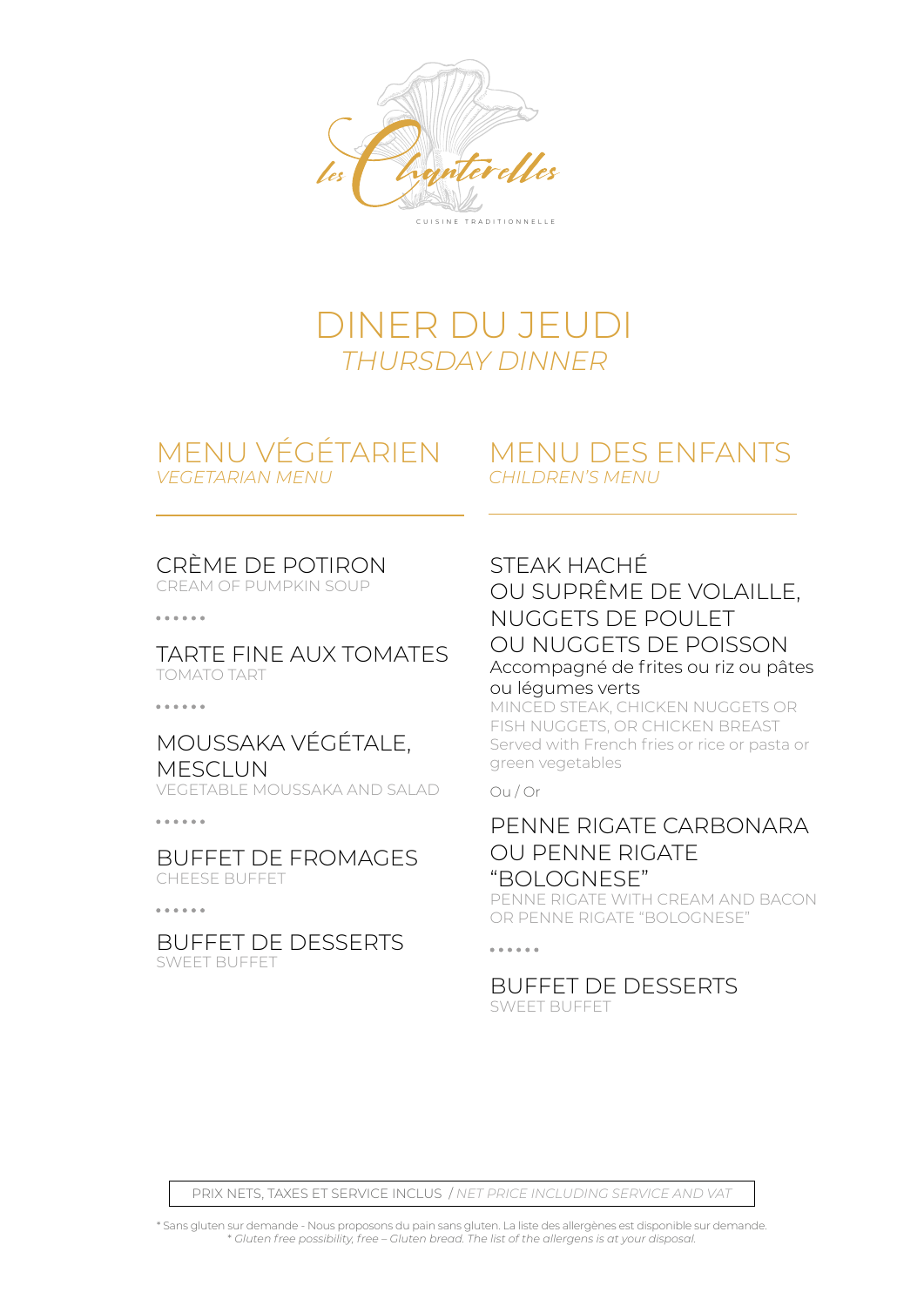Les Chanterelles

CUISINE TRADITIONNELLE

# DINER DU JEUDI
*THURSDAY DINNER*

## MENU VÉGÉTARIEN
*VEGETARIAN MENU*

CRÈME DE POTIRON
CREAM OF PUMPKIN SOUP

• • • • • •

TARTE FINE AUX TOMATES
TOMATO TART

• • • • • •

MOUSSAKA VÉGÉTALE, MESCLUN
VEGETABLE MOUSSAKA AND SALAD

• • • • • •

BUFFET DE FROMAGES
CHEESE BUFFET

• • • • • •

BUFFET DE DESSERTS
SWEET BUFFET

## MENU DES ENFANTS
*CHILDREN'S MENU*

STEAK HACHÉ
OU SUPRÊME DE VOLAILLE,
NUGGETS DE POULET
OU NUGGETS DE POISSON
Accompagné de frites ou riz ou pâtes ou légumes verts
MINCED STEAK, CHICKEN NUGGETS OR FISH NUGGETS, OR CHICKEN BREAST
Served with French fries or rice or pasta or green vegetables

Ou / Or

PENNE RIGATE CARBONARA
OU PENNE RIGATE "BOLOGNESE"
PENNE RIGATE WITH CREAM AND BACON OR PENNE RIGATE "BOLOGNESE"

• • • • • •

BUFFET DE DESSERTS
SWEET BUFFET

PRIX NETS, TAXES ET SERVICE INCLUS / *NET PRICE INCLUDING SERVICE AND VAT*

* Sans gluten sur demande - Nous proposons du pain sans gluten. La liste des allergènes est disponible sur demande.
*\* Gluten free possibility, free – Gluten bread. The list of the allergens is at your disposal.*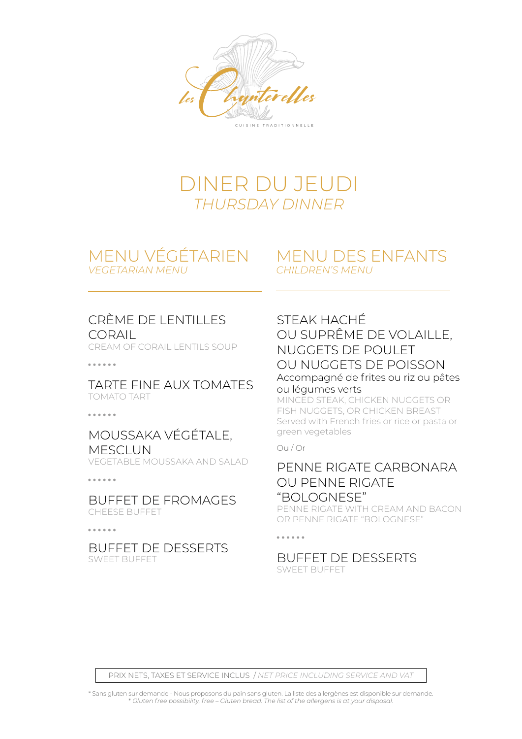les Chanterelles

CUISINE TRADITIONNELLE

# DINER DU JEUDI
*THURSDAY DINNER*

## MENU VÉGÉTARIEN
*VEGETARIAN MENU*

### CRÈME DE LENTILLES CORAIL
CREAM OF CORAIL LENTILS SOUP

• • • • • •

### TARTE FINE AUX TOMATES
TOMATO TART

• • • • • •

### MOUSSAKA VÉGÉTALE, MESCLUN
VEGETABLE MOUSSAKA AND SALAD

• • • • • •

### BUFFET DE FROMAGES
CHEESE BUFFET

• • • • • •

### BUFFET DE DESSERTS
SWEET BUFFET

## MENU DES ENFANTS
*CHILDREN'S MENU*

### STEAK HACHÉ OU SUPRÊME DE VOLAILLE, NUGGETS DE POULET OU NUGGETS DE POISSON
Accompagné de frites ou riz ou pâtes ou légumes verts

MINCED STEAK, CHICKEN NUGGETS OR FISH NUGGETS, OR CHICKEN BREAST
Served with French fries or rice or pasta or green vegetables

Ou / Or

### PENNE RIGATE CARBONARA OU PENNE RIGATE "BOLOGNESE"
PENNE RIGATE WITH CREAM AND BACON OR PENNE RIGATE "BOLOGNESE"

• • • • • •

### BUFFET DE DESSERTS
SWEET BUFFET

PRIX NETS, TAXES ET SERVICE INCLUS / *NET PRICE INCLUDING SERVICE AND VAT*

* Sans gluten sur demande - Nous proposons du pain sans gluten. La liste des allergènes est disponible sur demande.
*\* Gluten free possibility, free – Gluten bread. The list of the allergens is at your disposal.*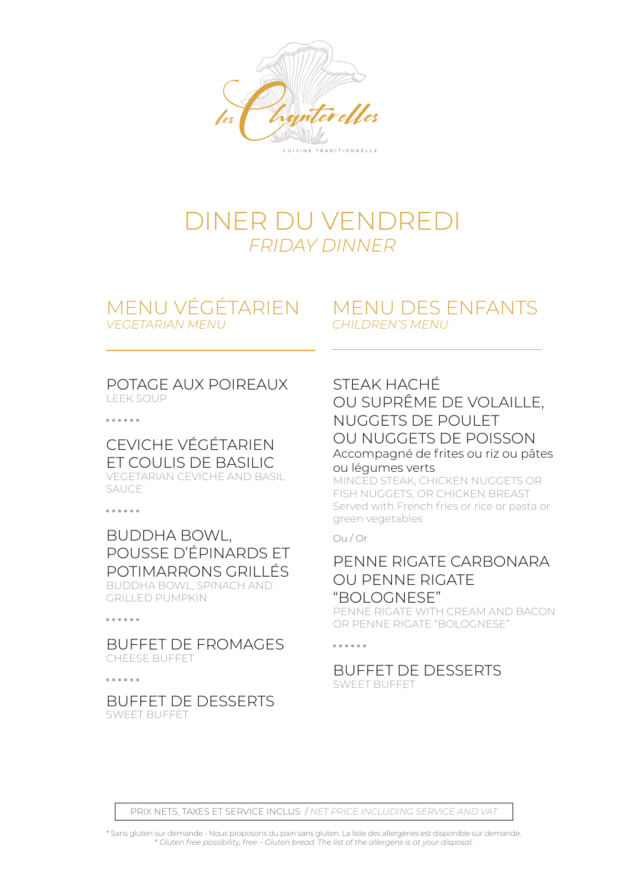les Chanterelles

CUISINE TRADITIONNELLE

# DINER DU VENDREDI
*FRIDAY DINNER*

## MENU VÉGÉTARIEN
*VEGETARIAN MENU*

### POTAGE AUX POIREAUX
LEEK SOUP

• • • • • •

### CEVICHE VÉGÉTARIEN ET COULIS DE BASILIC
VEGETARIAN CEVICHE AND BASIL SAUCE

• • • • • •

### BUDDHA BOWL, POUSSE D'ÉPINARDS ET POTIMARRONS GRILLÉS
BUDDHA BOWL, SPINACH AND GRILLED PUMPKIN

• • • • • •

### BUFFET DE FROMAGES
CHEESE BUFFET

• • • • • •

### BUFFET DE DESSERTS
SWEET BUFFET

## MENU DES ENFANTS
*CHILDREN'S MENU*

### STEAK HACHÉ OU SUPRÊME DE VOLAILLE, NUGGETS DE POULET OU NUGGETS DE POISSON
Accompagné de frites ou riz ou pâtes ou légumes verts

MINCED STEAK, CHICKEN NUGGETS OR FISH NUGGETS, OR CHICKEN BREAST
Served with French fries or rice or pasta or green vegetables

Ou / Or

### PENNE RIGATE CARBONARA OU PENNE RIGATE "BOLOGNESE"
PENNE RIGATE WITH CREAM AND BACON OR PENNE RIGATE "BOLOGNESE"

• • • • • •

### BUFFET DE DESSERTS
SWEET BUFFET

PRIX NETS, TAXES ET SERVICE INCLUS / *NET PRICE INCLUDING SERVICE AND VAT*

* Sans gluten sur demande - Nous proposons du pain sans gluten. La liste des allergènes est disponible sur demande.
* *Gluten free possibility, free – Gluten bread. The list of the allergens is at your disposal.*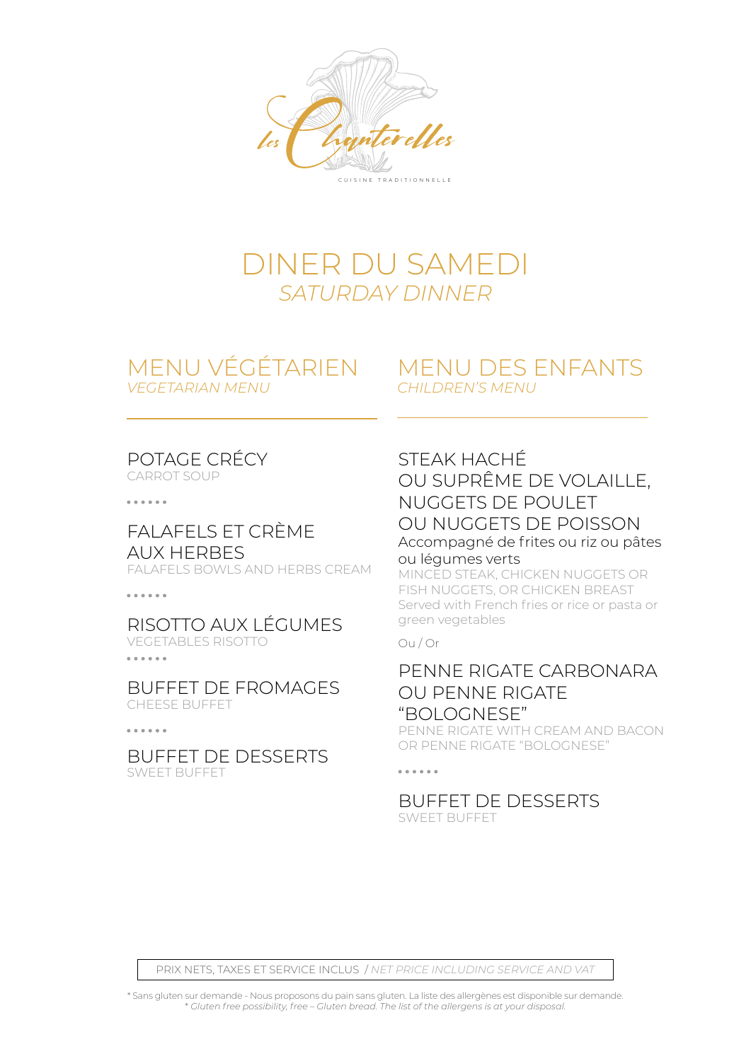Les Chanterelles

CUISINE TRADITIONNELLE

# DINER DU SAMEDI
*SATURDAY DINNER*

## MENU VÉGÉTARIEN
*VEGETARIAN MENU*

### POTAGE CRÉCY
CARROT SOUP

• • • • • •

### FALAFELS ET CRÈME AUX HERBES
FALAFELS BOWLS AND HERBS CREAM

• • • • • •

### RISOTTO AUX LÉGUMES
VEGETABLES RISOTTO

• • • • • •

### BUFFET DE FROMAGES
CHEESE BUFFET

• • • • • •

### BUFFET DE DESSERTS
SWEET BUFFET

## MENU DES ENFANTS
*CHILDREN'S MENU*

### STEAK HACHÉ OU SUPRÊME DE VOLAILLE, NUGGETS DE POULET OU NUGGETS DE POISSON
Accompagné de frites ou riz ou pâtes ou légumes verts

MINCED STEAK, CHICKEN NUGGETS OR FISH NUGGETS, OR CHICKEN BREAST
Served with French fries or rice or pasta or green vegetables

Ou / Or

### PENNE RIGATE CARBONARA OU PENNE RIGATE "BOLOGNESE"
PENNE RIGATE WITH CREAM AND BACON OR PENNE RIGATE "BOLOGNESE"

• • • • • •

### BUFFET DE DESSERTS
SWEET BUFFET

PRIX NETS, TAXES ET SERVICE INCLUS / *NET PRICE INCLUDING SERVICE AND VAT*

* Sans gluten sur demande - Nous proposons du pain sans gluten. La liste des allergènes est disponible sur demande.
*\* Gluten free possibility, free – Gluten bread. The list of the allergens is at your disposal.*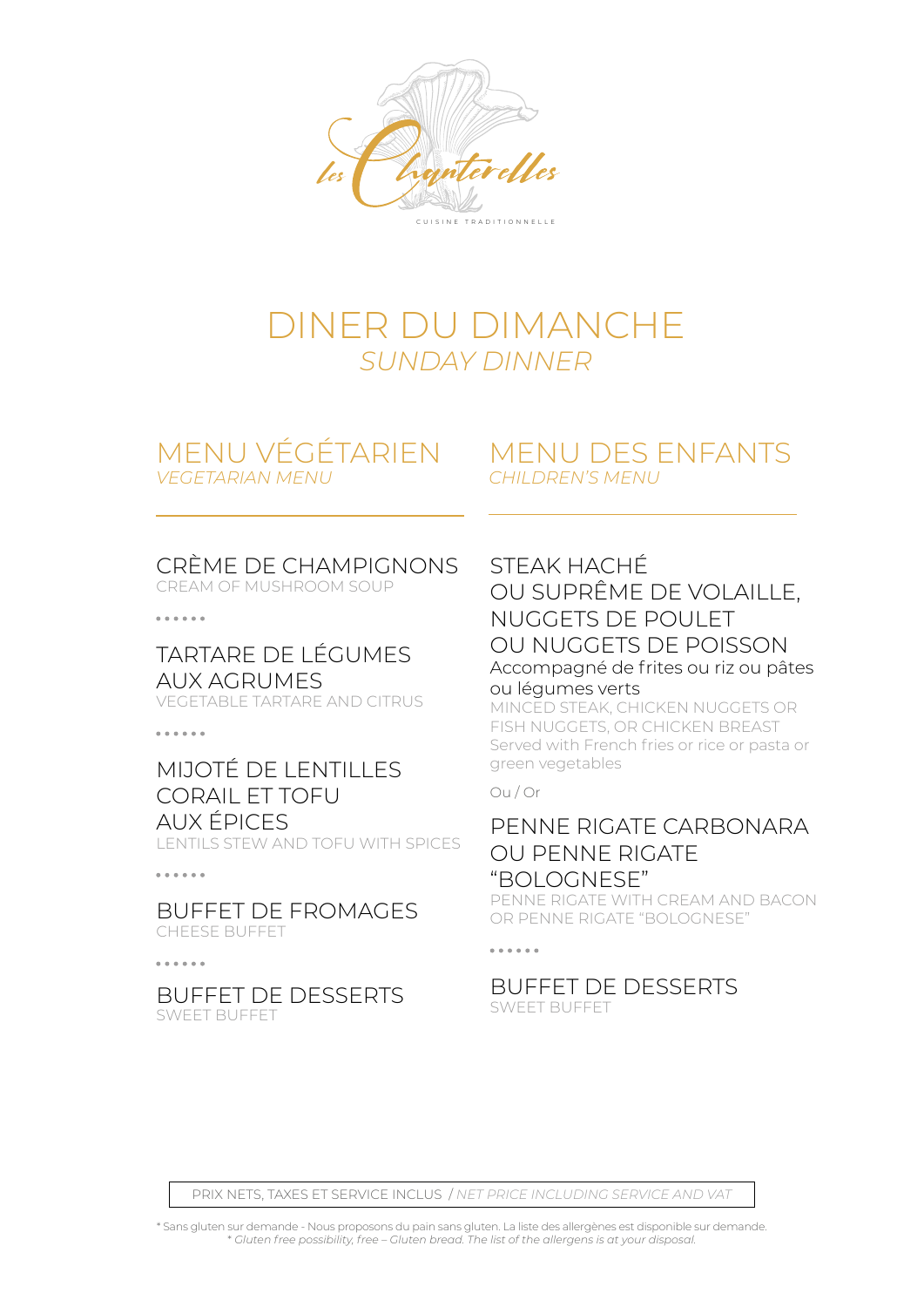Les Chanterelles

CUISINE TRADITIONNELLE

# DINER DU DIMANCHE
*SUNDAY DINNER*

## MENU VÉGÉTARIEN
*VEGETARIAN MENU*

### CRÈME DE CHAMPIGNONS
CREAM OF MUSHROOM SOUP

••••••

### TARTARE DE LÉGUMES AUX AGRUMES
VEGETABLE TARTARE AND CITRUS

••••••

### MIJOTÉ DE LENTILLES CORAIL ET TOFU AUX ÉPICES
LENTILS STEW AND TOFU WITH SPICES

••••••

### BUFFET DE FROMAGES
CHEESE BUFFET

••••••

### BUFFET DE DESSERTS
SWEET BUFFET

## MENU DES ENFANTS
*CHILDREN'S MENU*

### STEAK HACHÉ OU SUPRÊME DE VOLAILLE, NUGGETS DE POULET OU NUGGETS DE POISSON
Accompagné de frites ou riz ou pâtes ou légumes verts

MINCED STEAK, CHICKEN NUGGETS OR FISH NUGGETS, OR CHICKEN BREAST
Served with French fries or rice or pasta or green vegetables

Ou / Or

### PENNE RIGATE CARBONARA OU PENNE RIGATE "BOLOGNESE"
PENNE RIGATE WITH CREAM AND BACON OR PENNE RIGATE "BOLOGNESE"

••••••

### BUFFET DE DESSERTS
SWEET BUFFET

PRIX NETS, TAXES ET SERVICE INCLUS / *NET PRICE INCLUDING SERVICE AND VAT*

* Sans gluten sur demande - Nous proposons du pain sans gluten. La liste des allergènes est disponible sur demande.
*\* Gluten free possibility, free – Gluten bread. The list of the allergens is at your disposal.*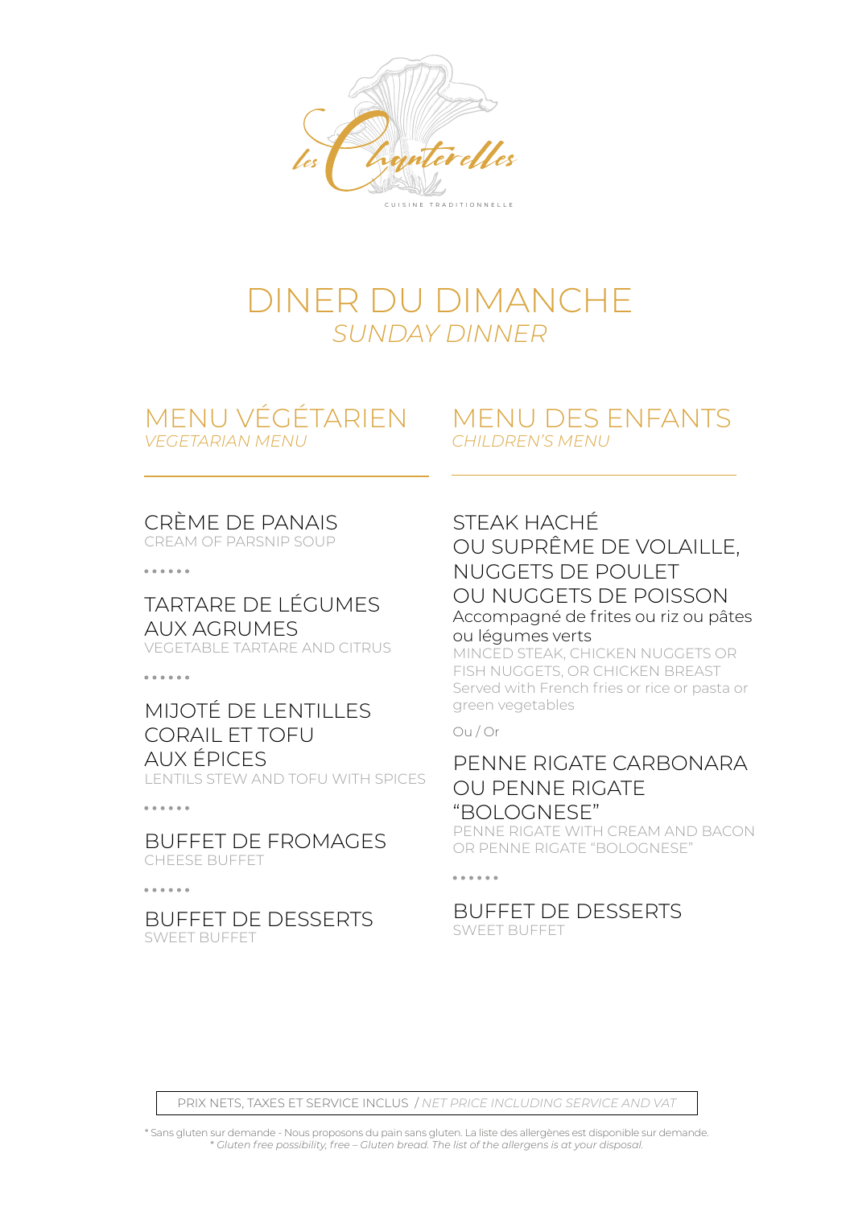Les Chanterelles

CUISINE TRADITIONNELLE

# DINER DU DIMANCHE

*SUNDAY DINNER*

## MENU VÉGÉTARIEN

*VEGETARIAN MENU*

### CRÈME DE PANAIS

CREAM OF PARSNIP SOUP

••••••

### TARTARE DE LÉGUMES AUX AGRUMES

VEGETABLE TARTARE AND CITRUS

••••••

### MIJOTÉ DE LENTILLES CORAIL ET TOFU AUX ÉPICES

LENTILS STEW AND TOFU WITH SPICES

••••••

### BUFFET DE FROMAGES

CHEESE BUFFET

••••••

### BUFFET DE DESSERTS

SWEET BUFFET

## MENU DES ENFANTS

*CHILDREN'S MENU*

### STEAK HACHÉ OU SUPRÊME DE VOLAILLE, NUGGETS DE POULET OU NUGGETS DE POISSON

Accompagné de frites ou riz ou pâtes ou légumes verts

MINCED STEAK, CHICKEN NUGGETS OR FISH NUGGETS, OR CHICKEN BREAST
Served with French fries or rice or pasta or green vegetables

Ou / Or

### PENNE RIGATE CARBONARA OU PENNE RIGATE "BOLOGNESE"

PENNE RIGATE WITH CREAM AND BACON OR PENNE RIGATE "BOLOGNESE"

••••••

### BUFFET DE DESSERTS

SWEET BUFFET

PRIX NETS, TAXES ET SERVICE INCLUS / *NET PRICE INCLUDING SERVICE AND VAT*

\* Sans gluten sur demande - Nous proposons du pain sans gluten. La liste des allergènes est disponible sur demande.
*\* Gluten free possibility, free – Gluten bread. The list of the allergens is at your disposal.*